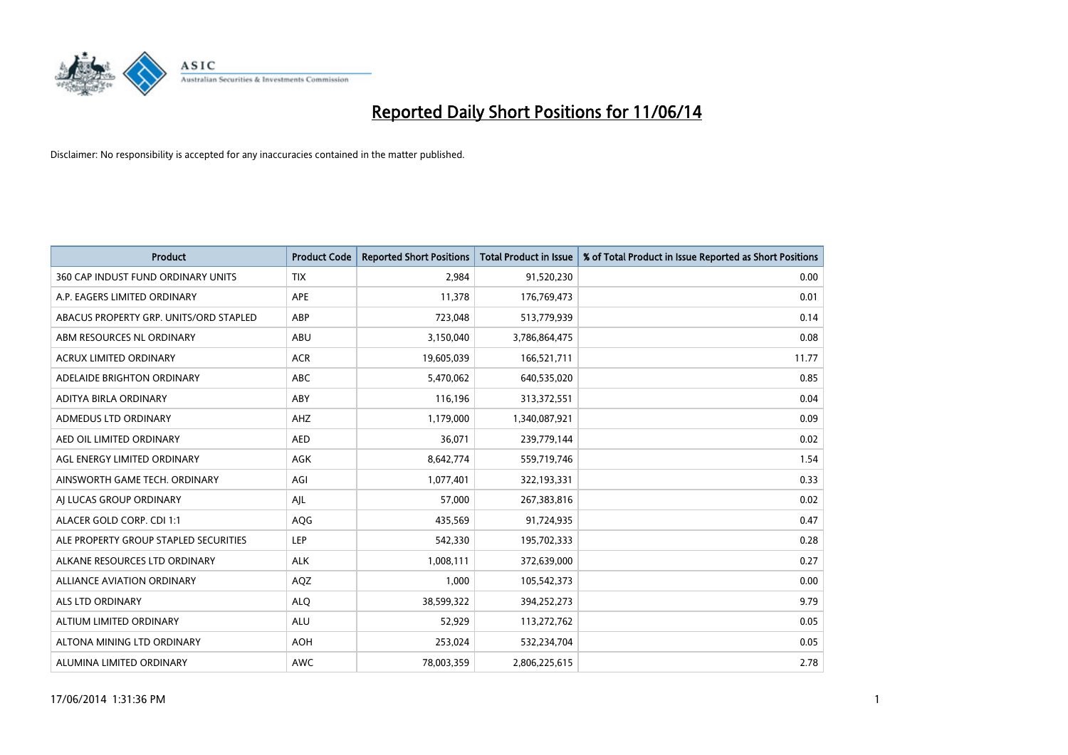# Reported Daily Short Positions for 11/06/14

Disclaimer: No responsibility is accepted for any inaccuracies contained in the matter published.

| Product | Product Code | Reported Short Positions | Total Product in Issue | % of Total Product in Issue Reported as Short Positions |
|---|---|---|---|---|
| 360 CAP INDUST FUND ORDINARY UNITS | TIX | 2,984 | 91,520,230 | 0.00 |
| A.P. EAGERS LIMITED ORDINARY | APE | 11,378 | 176,769,473 | 0.01 |
| ABACUS PROPERTY GRP. UNITS/ORD STAPLED | ABP | 723,048 | 513,779,939 | 0.14 |
| ABM RESOURCES NL ORDINARY | ABU | 3,150,040 | 3,786,864,475 | 0.08 |
| ACRUX LIMITED ORDINARY | ACR | 19,605,039 | 166,521,711 | 11.77 |
| ADELAIDE BRIGHTON ORDINARY | ABC | 5,470,062 | 640,535,020 | 0.85 |
| ADITYA BIRLA ORDINARY | ABY | 116,196 | 313,372,551 | 0.04 |
| ADMEDUS LTD ORDINARY | AHZ | 1,179,000 | 1,340,087,921 | 0.09 |
| AED OIL LIMITED ORDINARY | AED | 36,071 | 239,779,144 | 0.02 |
| AGL ENERGY LIMITED ORDINARY | AGK | 8,642,774 | 559,719,746 | 1.54 |
| AINSWORTH GAME TECH. ORDINARY | AGI | 1,077,401 | 322,193,331 | 0.33 |
| AJ LUCAS GROUP ORDINARY | AJL | 57,000 | 267,383,816 | 0.02 |
| ALACER GOLD CORP. CDI 1:1 | AQG | 435,569 | 91,724,935 | 0.47 |
| ALE PROPERTY GROUP STAPLED SECURITIES | LEP | 542,330 | 195,702,333 | 0.28 |
| ALKANE RESOURCES LTD ORDINARY | ALK | 1,008,111 | 372,639,000 | 0.27 |
| ALLIANCE AVIATION ORDINARY | AQZ | 1,000 | 105,542,373 | 0.00 |
| ALS LTD ORDINARY | ALQ | 38,599,322 | 394,252,273 | 9.79 |
| ALTIUM LIMITED ORDINARY | ALU | 52,929 | 113,272,762 | 0.05 |
| ALTONA MINING LTD ORDINARY | AOH | 253,024 | 532,234,704 | 0.05 |
| ALUMINA LIMITED ORDINARY | AWC | 78,003,359 | 2,806,225,615 | 2.78 |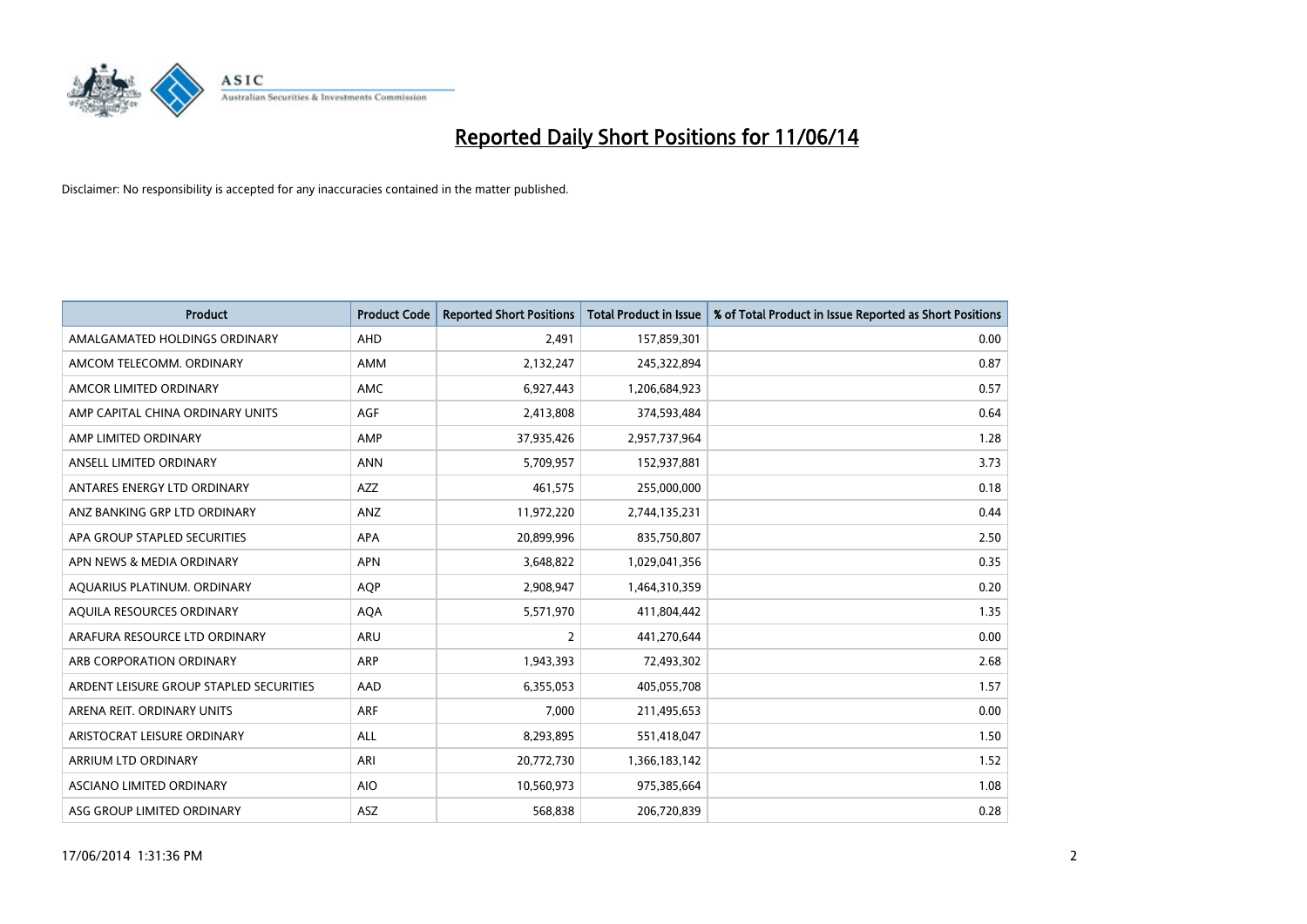# Reported Daily Short Positions for 11/06/14

Disclaimer: No responsibility is accepted for any inaccuracies contained in the matter published.

| Product | Product Code | Reported Short Positions | Total Product in Issue | % of Total Product in Issue Reported as Short Positions |
|---|---|---|---|---|
| AMALGAMATED HOLDINGS ORDINARY | AHD | 2,491 | 157,859,301 | 0.00 |
| AMCOM TELECOMM. ORDINARY | AMM | 2,132,247 | 245,322,894 | 0.87 |
| AMCOR LIMITED ORDINARY | AMC | 6,927,443 | 1,206,684,923 | 0.57 |
| AMP CAPITAL CHINA ORDINARY UNITS | AGF | 2,413,808 | 374,593,484 | 0.64 |
| AMP LIMITED ORDINARY | AMP | 37,935,426 | 2,957,737,964 | 1.28 |
| ANSELL LIMITED ORDINARY | ANN | 5,709,957 | 152,937,881 | 3.73 |
| ANTARES ENERGY LTD ORDINARY | AZZ | 461,575 | 255,000,000 | 0.18 |
| ANZ BANKING GRP LTD ORDINARY | ANZ | 11,972,220 | 2,744,135,231 | 0.44 |
| APA GROUP STAPLED SECURITIES | APA | 20,899,996 | 835,750,807 | 2.50 |
| APN NEWS & MEDIA ORDINARY | APN | 3,648,822 | 1,029,041,356 | 0.35 |
| AQUARIUS PLATINUM. ORDINARY | AQP | 2,908,947 | 1,464,310,359 | 0.20 |
| AQUILA RESOURCES ORDINARY | AQA | 5,571,970 | 411,804,442 | 1.35 |
| ARAFURA RESOURCE LTD ORDINARY | ARU | 2 | 441,270,644 | 0.00 |
| ARB CORPORATION ORDINARY | ARP | 1,943,393 | 72,493,302 | 2.68 |
| ARDENT LEISURE GROUP STAPLED SECURITIES | AAD | 6,355,053 | 405,055,708 | 1.57 |
| ARENA REIT. ORDINARY UNITS | ARF | 7,000 | 211,495,653 | 0.00 |
| ARISTOCRAT LEISURE ORDINARY | ALL | 8,293,895 | 551,418,047 | 1.50 |
| ARRIUM LTD ORDINARY | ARI | 20,772,730 | 1,366,183,142 | 1.52 |
| ASCIANO LIMITED ORDINARY | AIO | 10,560,973 | 975,385,664 | 1.08 |
| ASG GROUP LIMITED ORDINARY | ASZ | 568,838 | 206,720,839 | 0.28 |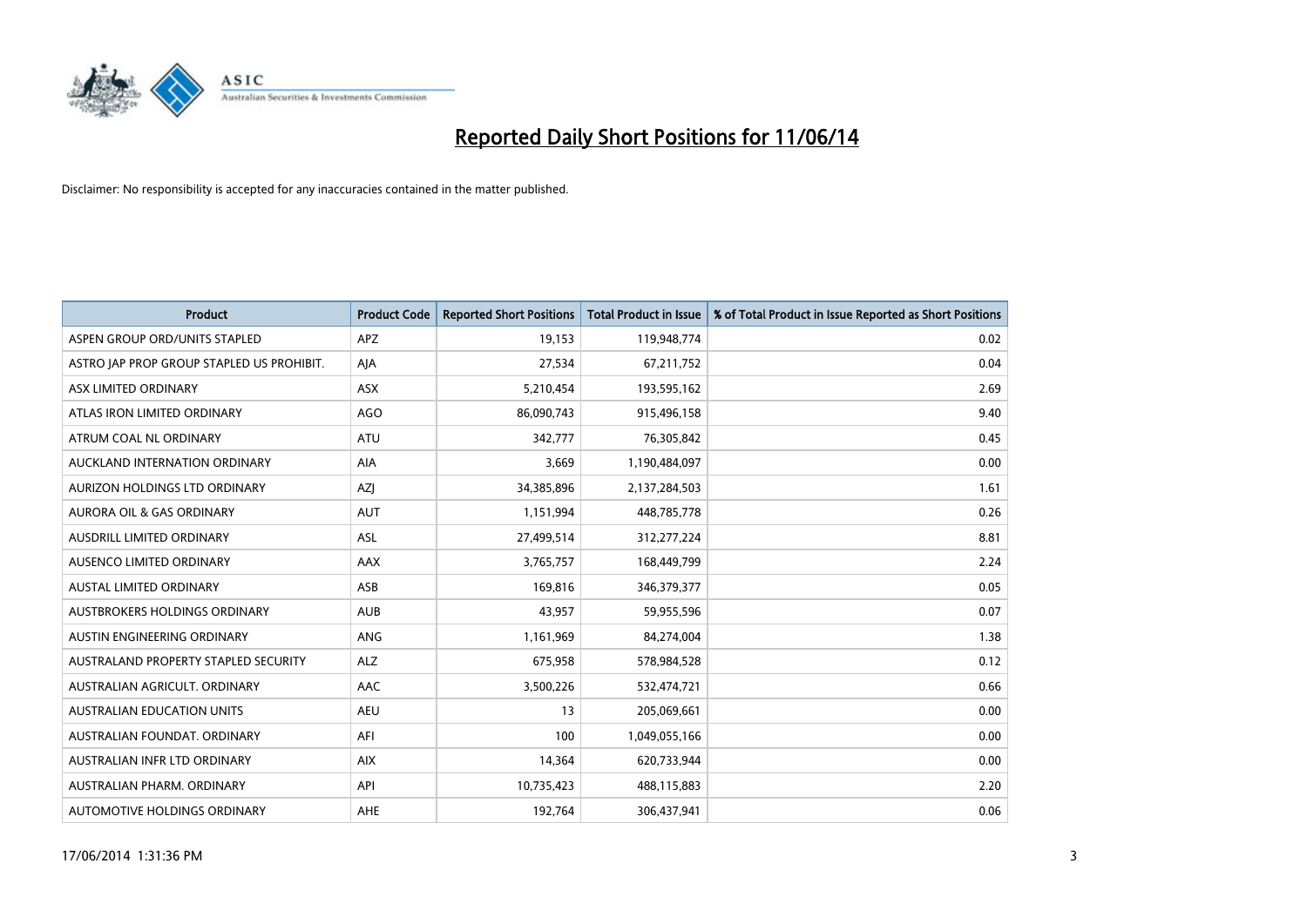# Reported Daily Short Positions for 11/06/14

Disclaimer: No responsibility is accepted for any inaccuracies contained in the matter published.

| Product | Product Code | Reported Short Positions | Total Product in Issue | % of Total Product in Issue Reported as Short Positions |
|---|---|---|---|---|
| ASPEN GROUP ORD/UNITS STAPLED | APZ | 19,153 | 119,948,774 | 0.02 |
| ASTRO JAP PROP GROUP STAPLED US PROHIBIT. | AJA | 27,534 | 67,211,752 | 0.04 |
| ASX LIMITED ORDINARY | ASX | 5,210,454 | 193,595,162 | 2.69 |
| ATLAS IRON LIMITED ORDINARY | AGO | 86,090,743 | 915,496,158 | 9.40 |
| ATRUM COAL NL ORDINARY | ATU | 342,777 | 76,305,842 | 0.45 |
| AUCKLAND INTERNATION ORDINARY | AIA | 3,669 | 1,190,484,097 | 0.00 |
| AURIZON HOLDINGS LTD ORDINARY | AZJ | 34,385,896 | 2,137,284,503 | 1.61 |
| AURORA OIL & GAS ORDINARY | AUT | 1,151,994 | 448,785,778 | 0.26 |
| AUSDRILL LIMITED ORDINARY | ASL | 27,499,514 | 312,277,224 | 8.81 |
| AUSENCO LIMITED ORDINARY | AAX | 3,765,757 | 168,449,799 | 2.24 |
| AUSTAL LIMITED ORDINARY | ASB | 169,816 | 346,379,377 | 0.05 |
| AUSTBROKERS HOLDINGS ORDINARY | AUB | 43,957 | 59,955,596 | 0.07 |
| AUSTIN ENGINEERING ORDINARY | ANG | 1,161,969 | 84,274,004 | 1.38 |
| AUSTRALAND PROPERTY STAPLED SECURITY | ALZ | 675,958 | 578,984,528 | 0.12 |
| AUSTRALIAN AGRICULT. ORDINARY | AAC | 3,500,226 | 532,474,721 | 0.66 |
| AUSTRALIAN EDUCATION UNITS | AEU | 13 | 205,069,661 | 0.00 |
| AUSTRALIAN FOUNDAT. ORDINARY | AFI | 100 | 1,049,055,166 | 0.00 |
| AUSTRALIAN INFR LTD ORDINARY | AIX | 14,364 | 620,733,944 | 0.00 |
| AUSTRALIAN PHARM. ORDINARY | API | 10,735,423 | 488,115,883 | 2.20 |
| AUTOMOTIVE HOLDINGS ORDINARY | AHE | 192,764 | 306,437,941 | 0.06 |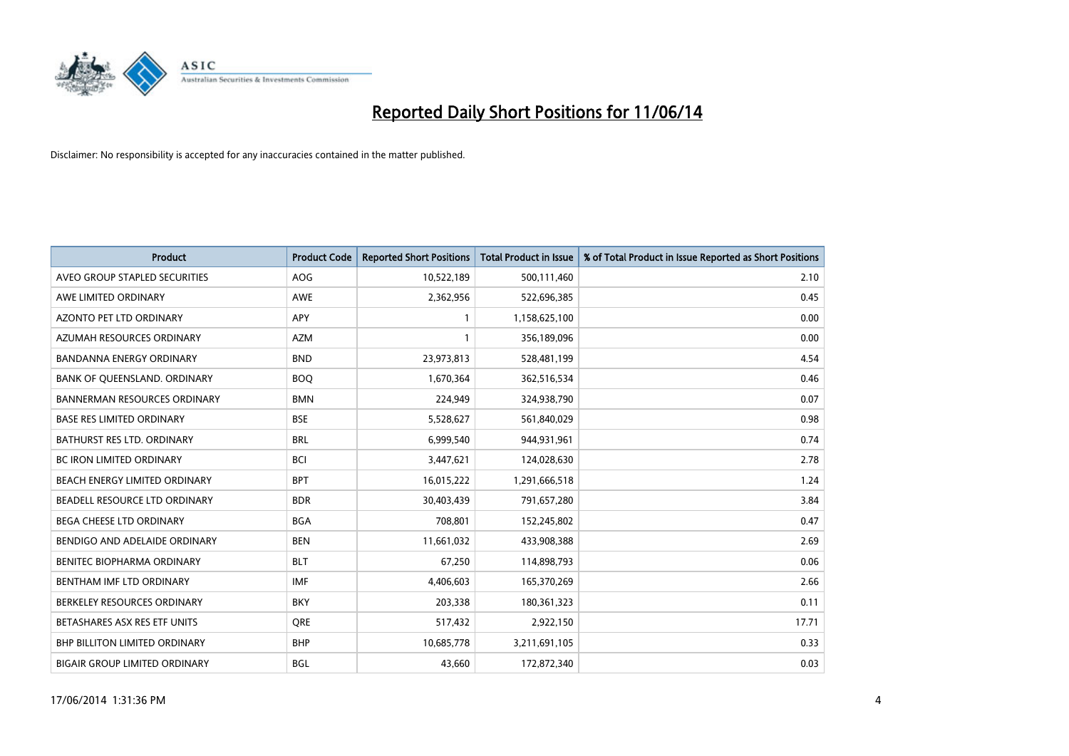# Reported Daily Short Positions for 11/06/14

Disclaimer: No responsibility is accepted for any inaccuracies contained in the matter published.

| Product | Product Code | Reported Short Positions | Total Product in Issue | % of Total Product in Issue Reported as Short Positions |
|---|---|---|---|---|
| AVEO GROUP STAPLED SECURITIES | AOG | 10,522,189 | 500,111,460 | 2.10 |
| AWE LIMITED ORDINARY | AWE | 2,362,956 | 522,696,385 | 0.45 |
| AZONTO PET LTD ORDINARY | APY | 1 | 1,158,625,100 | 0.00 |
| AZUMAH RESOURCES ORDINARY | AZM | 1 | 356,189,096 | 0.00 |
| BANDANNA ENERGY ORDINARY | BND | 23,973,813 | 528,481,199 | 4.54 |
| BANK OF QUEENSLAND. ORDINARY | BOQ | 1,670,364 | 362,516,534 | 0.46 |
| BANNERMAN RESOURCES ORDINARY | BMN | 224,949 | 324,938,790 | 0.07 |
| BASE RES LIMITED ORDINARY | BSE | 5,528,627 | 561,840,029 | 0.98 |
| BATHURST RES LTD. ORDINARY | BRL | 6,999,540 | 944,931,961 | 0.74 |
| BC IRON LIMITED ORDINARY | BCI | 3,447,621 | 124,028,630 | 2.78 |
| BEACH ENERGY LIMITED ORDINARY | BPT | 16,015,222 | 1,291,666,518 | 1.24 |
| BEADELL RESOURCE LTD ORDINARY | BDR | 30,403,439 | 791,657,280 | 3.84 |
| BEGA CHEESE LTD ORDINARY | BGA | 708,801 | 152,245,802 | 0.47 |
| BENDIGO AND ADELAIDE ORDINARY | BEN | 11,661,032 | 433,908,388 | 2.69 |
| BENITEC BIOPHARMA ORDINARY | BLT | 67,250 | 114,898,793 | 0.06 |
| BENTHAM IMF LTD ORDINARY | IMF | 4,406,603 | 165,370,269 | 2.66 |
| BERKELEY RESOURCES ORDINARY | BKY | 203,338 | 180,361,323 | 0.11 |
| BETASHARES ASX RES ETF UNITS | QRE | 517,432 | 2,922,150 | 17.71 |
| BHP BILLITON LIMITED ORDINARY | BHP | 10,685,778 | 3,211,691,105 | 0.33 |
| BIGAIR GROUP LIMITED ORDINARY | BGL | 43,660 | 172,872,340 | 0.03 |

17/06/2014 1:31:36 PM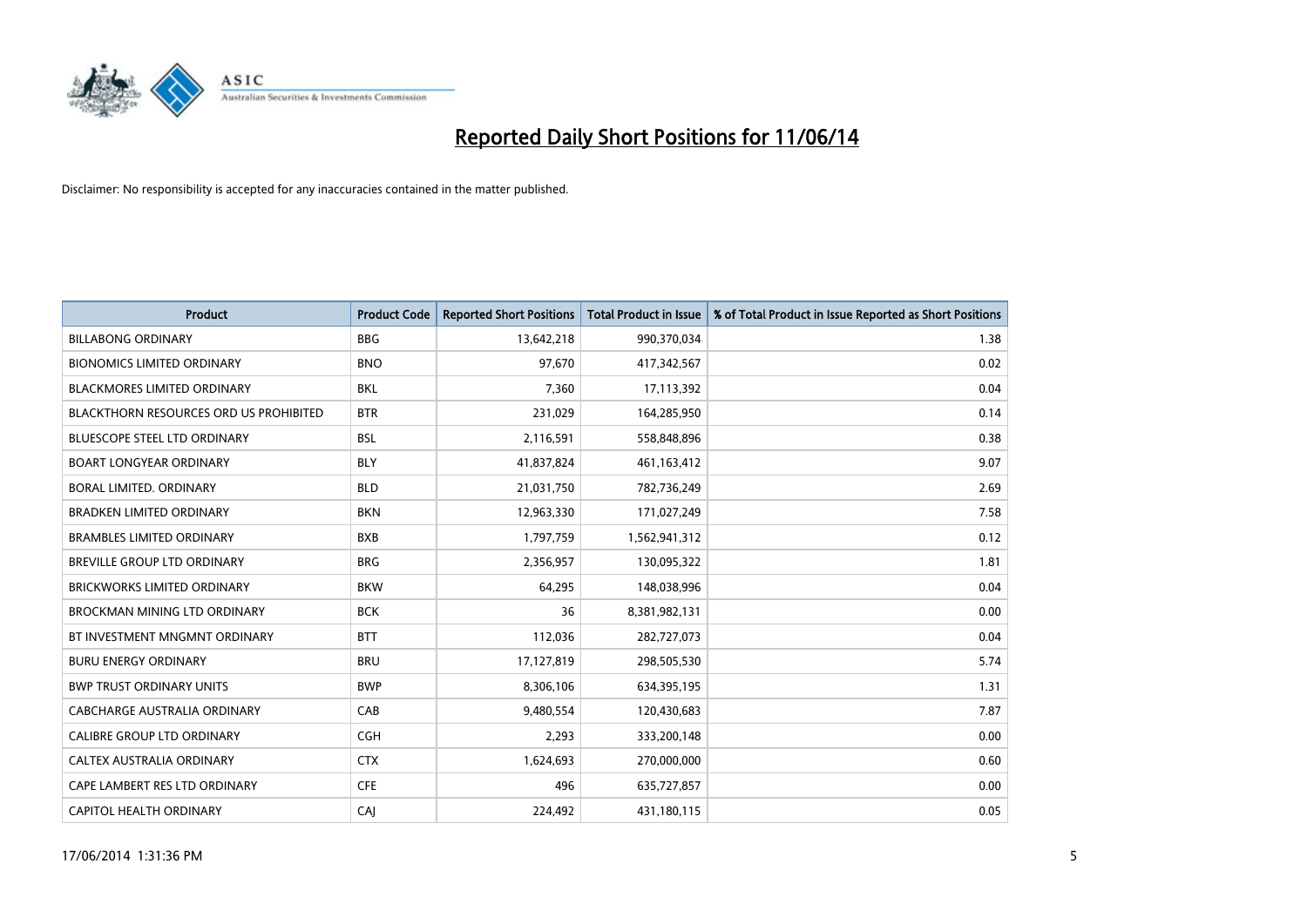# Reported Daily Short Positions for 11/06/14

Disclaimer: No responsibility is accepted for any inaccuracies contained in the matter published.

| Product | Product Code | Reported Short Positions | Total Product in Issue | % of Total Product in Issue Reported as Short Positions |
|---|---|---|---|---|
| BILLABONG ORDINARY | BBG | 13,642,218 | 990,370,034 | 1.38 |
| BIONOMICS LIMITED ORDINARY | BNO | 97,670 | 417,342,567 | 0.02 |
| BLACKMORES LIMITED ORDINARY | BKL | 7,360 | 17,113,392 | 0.04 |
| BLACKTHORN RESOURCES ORD US PROHIBITED | BTR | 231,029 | 164,285,950 | 0.14 |
| BLUESCOPE STEEL LTD ORDINARY | BSL | 2,116,591 | 558,848,896 | 0.38 |
| BOART LONGYEAR ORDINARY | BLY | 41,837,824 | 461,163,412 | 9.07 |
| BORAL LIMITED. ORDINARY | BLD | 21,031,750 | 782,736,249 | 2.69 |
| BRADKEN LIMITED ORDINARY | BKN | 12,963,330 | 171,027,249 | 7.58 |
| BRAMBLES LIMITED ORDINARY | BXB | 1,797,759 | 1,562,941,312 | 0.12 |
| BREVILLE GROUP LTD ORDINARY | BRG | 2,356,957 | 130,095,322 | 1.81 |
| BRICKWORKS LIMITED ORDINARY | BKW | 64,295 | 148,038,996 | 0.04 |
| BROCKMAN MINING LTD ORDINARY | BCK | 36 | 8,381,982,131 | 0.00 |
| BT INVESTMENT MNGMNT ORDINARY | BTT | 112,036 | 282,727,073 | 0.04 |
| BURU ENERGY ORDINARY | BRU | 17,127,819 | 298,505,530 | 5.74 |
| BWP TRUST ORDINARY UNITS | BWP | 8,306,106 | 634,395,195 | 1.31 |
| CABCHARGE AUSTRALIA ORDINARY | CAB | 9,480,554 | 120,430,683 | 7.87 |
| CALIBRE GROUP LTD ORDINARY | CGH | 2,293 | 333,200,148 | 0.00 |
| CALTEX AUSTRALIA ORDINARY | CTX | 1,624,693 | 270,000,000 | 0.60 |
| CAPE LAMBERT RES LTD ORDINARY | CFE | 496 | 635,727,857 | 0.00 |
| CAPITOL HEALTH ORDINARY | CAJ | 224,492 | 431,180,115 | 0.05 |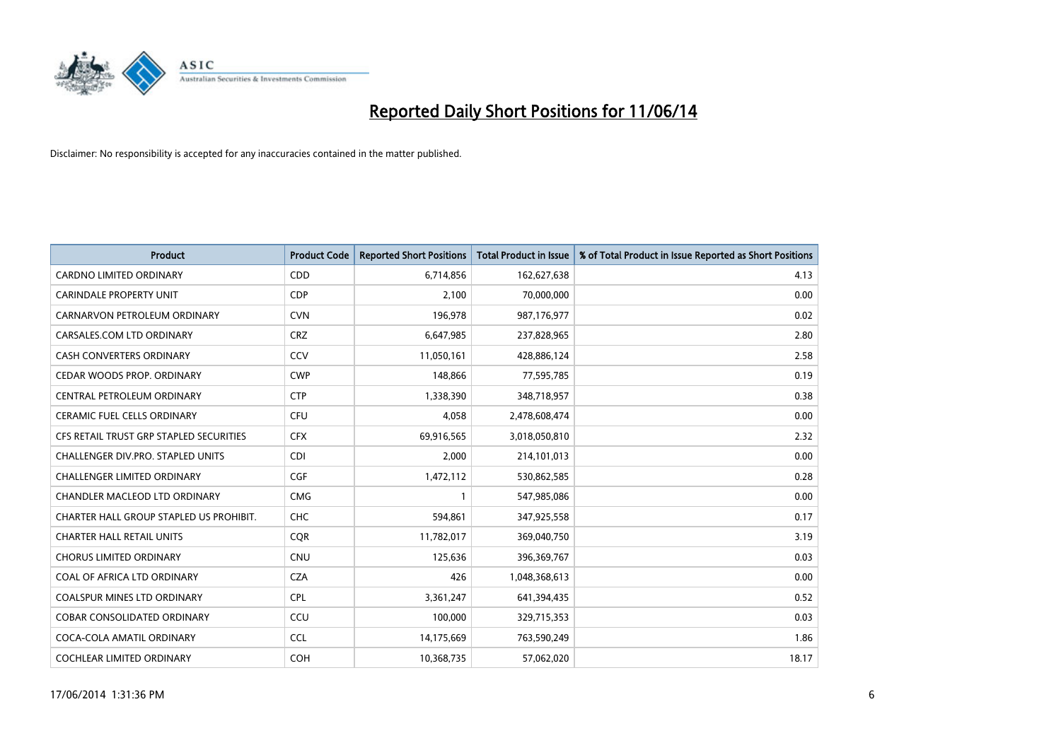# Reported Daily Short Positions for 11/06/14

Disclaimer: No responsibility is accepted for any inaccuracies contained in the matter published.

| Product | Product Code | Reported Short Positions | Total Product in Issue | % of Total Product in Issue Reported as Short Positions |
|---|---|---|---|---|
| CARDNO LIMITED ORDINARY | CDD | 6,714,856 | 162,627,638 | 4.13 |
| CARINDALE PROPERTY UNIT | CDP | 2,100 | 70,000,000 | 0.00 |
| CARNARVON PETROLEUM ORDINARY | CVN | 196,978 | 987,176,977 | 0.02 |
| CARSALES.COM LTD ORDINARY | CRZ | 6,647,985 | 237,828,965 | 2.80 |
| CASH CONVERTERS ORDINARY | CCV | 11,050,161 | 428,886,124 | 2.58 |
| CEDAR WOODS PROP. ORDINARY | CWP | 148,866 | 77,595,785 | 0.19 |
| CENTRAL PETROLEUM ORDINARY | CTP | 1,338,390 | 348,718,957 | 0.38 |
| CERAMIC FUEL CELLS ORDINARY | CFU | 4,058 | 2,478,608,474 | 0.00 |
| CFS RETAIL TRUST GRP STAPLED SECURITIES | CFX | 69,916,565 | 3,018,050,810 | 2.32 |
| CHALLENGER DIV.PRO. STAPLED UNITS | CDI | 2,000 | 214,101,013 | 0.00 |
| CHALLENGER LIMITED ORDINARY | CGF | 1,472,112 | 530,862,585 | 0.28 |
| CHANDLER MACLEOD LTD ORDINARY | CMG | 1 | 547,985,086 | 0.00 |
| CHARTER HALL GROUP STAPLED US PROHIBIT. | CHC | 594,861 | 347,925,558 | 0.17 |
| CHARTER HALL RETAIL UNITS | CQR | 11,782,017 | 369,040,750 | 3.19 |
| CHORUS LIMITED ORDINARY | CNU | 125,636 | 396,369,767 | 0.03 |
| COAL OF AFRICA LTD ORDINARY | CZA | 426 | 1,048,368,613 | 0.00 |
| COALSPUR MINES LTD ORDINARY | CPL | 3,361,247 | 641,394,435 | 0.52 |
| COBAR CONSOLIDATED ORDINARY | CCU | 100,000 | 329,715,353 | 0.03 |
| COCA-COLA AMATIL ORDINARY | CCL | 14,175,669 | 763,590,249 | 1.86 |
| COCHLEAR LIMITED ORDINARY | COH | 10,368,735 | 57,062,020 | 18.17 |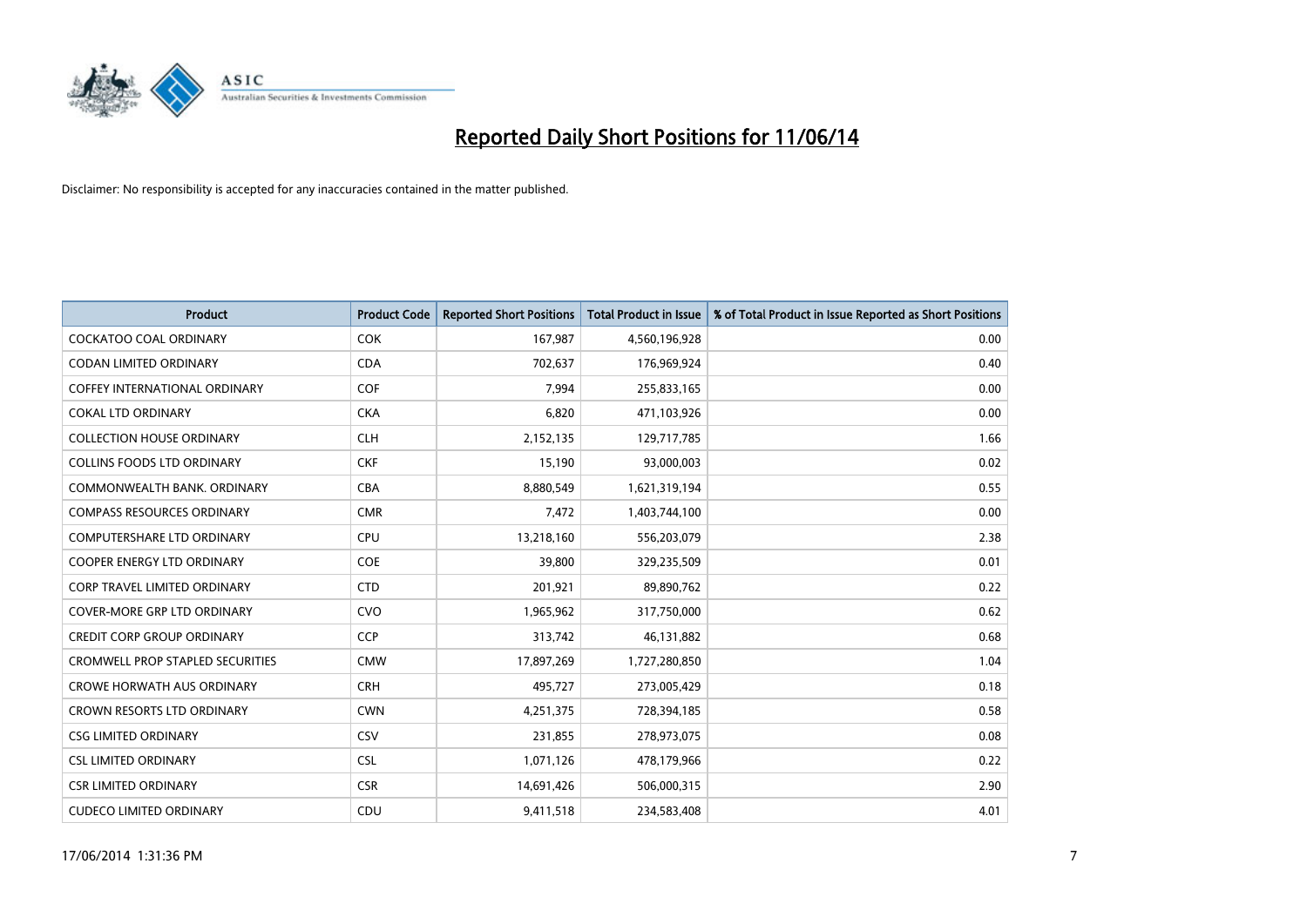# Reported Daily Short Positions for 11/06/14

Disclaimer: No responsibility is accepted for any inaccuracies contained in the matter published.

| Product | Product Code | Reported Short Positions | Total Product in Issue | % of Total Product in Issue Reported as Short Positions |
|---|---|---|---|---|
| COCKATOO COAL ORDINARY | COK | 167,987 | 4,560,196,928 | 0.00 |
| CODAN LIMITED ORDINARY | CDA | 702,637 | 176,969,924 | 0.40 |
| COFFEY INTERNATIONAL ORDINARY | COF | 7,994 | 255,833,165 | 0.00 |
| COKAL LTD ORDINARY | CKA | 6,820 | 471,103,926 | 0.00 |
| COLLECTION HOUSE ORDINARY | CLH | 2,152,135 | 129,717,785 | 1.66 |
| COLLINS FOODS LTD ORDINARY | CKF | 15,190 | 93,000,003 | 0.02 |
| COMMONWEALTH BANK. ORDINARY | CBA | 8,880,549 | 1,621,319,194 | 0.55 |
| COMPASS RESOURCES ORDINARY | CMR | 7,472 | 1,403,744,100 | 0.00 |
| COMPUTERSHARE LTD ORDINARY | CPU | 13,218,160 | 556,203,079 | 2.38 |
| COOPER ENERGY LTD ORDINARY | COE | 39,800 | 329,235,509 | 0.01 |
| CORP TRAVEL LIMITED ORDINARY | CTD | 201,921 | 89,890,762 | 0.22 |
| COVER-MORE GRP LTD ORDINARY | CVO | 1,965,962 | 317,750,000 | 0.62 |
| CREDIT CORP GROUP ORDINARY | CCP | 313,742 | 46,131,882 | 0.68 |
| CROMWELL PROP STAPLED SECURITIES | CMW | 17,897,269 | 1,727,280,850 | 1.04 |
| CROWE HORWATH AUS ORDINARY | CRH | 495,727 | 273,005,429 | 0.18 |
| CROWN RESORTS LTD ORDINARY | CWN | 4,251,375 | 728,394,185 | 0.58 |
| CSG LIMITED ORDINARY | CSV | 231,855 | 278,973,075 | 0.08 |
| CSL LIMITED ORDINARY | CSL | 1,071,126 | 478,179,966 | 0.22 |
| CSR LIMITED ORDINARY | CSR | 14,691,426 | 506,000,315 | 2.90 |
| CUDECO LIMITED ORDINARY | CDU | 9,411,518 | 234,583,408 | 4.01 |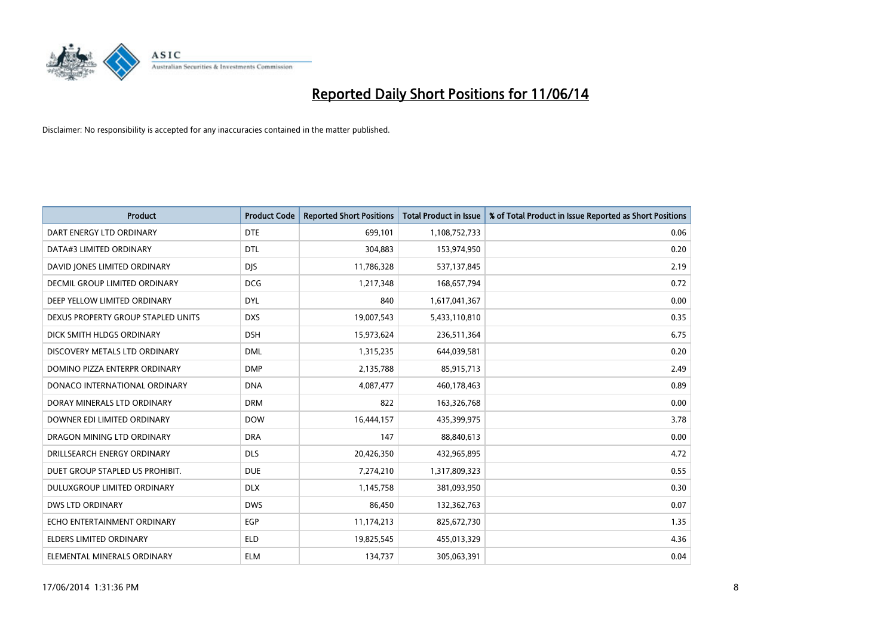# Reported Daily Short Positions for 11/06/14

Disclaimer: No responsibility is accepted for any inaccuracies contained in the matter published.

| Product | Product Code | Reported Short Positions | Total Product in Issue | % of Total Product in Issue Reported as Short Positions |
|---|---|---|---|---|
| DART ENERGY LTD ORDINARY | DTE | 699,101 | 1,108,752,733 | 0.06 |
| DATA#3 LIMITED ORDINARY | DTL | 304,883 | 153,974,950 | 0.20 |
| DAVID JONES LIMITED ORDINARY | DJS | 11,786,328 | 537,137,845 | 2.19 |
| DECMIL GROUP LIMITED ORDINARY | DCG | 1,217,348 | 168,657,794 | 0.72 |
| DEEP YELLOW LIMITED ORDINARY | DYL | 840 | 1,617,041,367 | 0.00 |
| DEXUS PROPERTY GROUP STAPLED UNITS | DXS | 19,007,543 | 5,433,110,810 | 0.35 |
| DICK SMITH HLDGS ORDINARY | DSH | 15,973,624 | 236,511,364 | 6.75 |
| DISCOVERY METALS LTD ORDINARY | DML | 1,315,235 | 644,039,581 | 0.20 |
| DOMINO PIZZA ENTERPR ORDINARY | DMP | 2,135,788 | 85,915,713 | 2.49 |
| DONACO INTERNATIONAL ORDINARY | DNA | 4,087,477 | 460,178,463 | 0.89 |
| DORAY MINERALS LTD ORDINARY | DRM | 822 | 163,326,768 | 0.00 |
| DOWNER EDI LIMITED ORDINARY | DOW | 16,444,157 | 435,399,975 | 3.78 |
| DRAGON MINING LTD ORDINARY | DRA | 147 | 88,840,613 | 0.00 |
| DRILLSEARCH ENERGY ORDINARY | DLS | 20,426,350 | 432,965,895 | 4.72 |
| DUET GROUP STAPLED US PROHIBIT. | DUE | 7,274,210 | 1,317,809,323 | 0.55 |
| DULUXGROUP LIMITED ORDINARY | DLX | 1,145,758 | 381,093,950 | 0.30 |
| DWS LTD ORDINARY | DWS | 86,450 | 132,362,763 | 0.07 |
| ECHO ENTERTAINMENT ORDINARY | EGP | 11,174,213 | 825,672,730 | 1.35 |
| ELDERS LIMITED ORDINARY | ELD | 19,825,545 | 455,013,329 | 4.36 |
| ELEMENTAL MINERALS ORDINARY | ELM | 134,737 | 305,063,391 | 0.04 |

17/06/2014 1:31:36 PM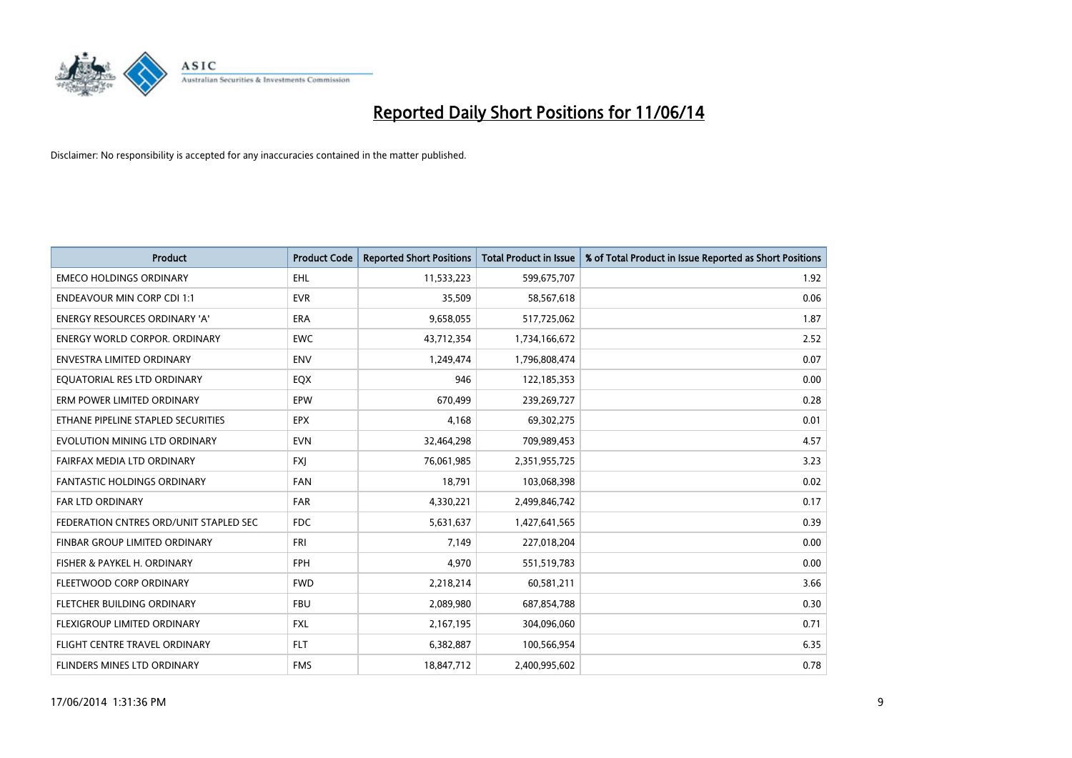# Reported Daily Short Positions for 11/06/14

Disclaimer: No responsibility is accepted for any inaccuracies contained in the matter published.

| Product | Product Code | Reported Short Positions | Total Product in Issue | % of Total Product in Issue Reported as Short Positions |
|---|---|---|---|---|
| EMECO HOLDINGS ORDINARY | EHL | 11,533,223 | 599,675,707 | 1.92 |
| ENDEAVOUR MIN CORP CDI 1:1 | EVR | 35,509 | 58,567,618 | 0.06 |
| ENERGY RESOURCES ORDINARY 'A' | ERA | 9,658,055 | 517,725,062 | 1.87 |
| ENERGY WORLD CORPOR. ORDINARY | EWC | 43,712,354 | 1,734,166,672 | 2.52 |
| ENVESTRA LIMITED ORDINARY | ENV | 1,249,474 | 1,796,808,474 | 0.07 |
| EQUATORIAL RES LTD ORDINARY | EQX | 946 | 122,185,353 | 0.00 |
| ERM POWER LIMITED ORDINARY | EPW | 670,499 | 239,269,727 | 0.28 |
| ETHANE PIPELINE STAPLED SECURITIES | EPX | 4,168 | 69,302,275 | 0.01 |
| EVOLUTION MINING LTD ORDINARY | EVN | 32,464,298 | 709,989,453 | 4.57 |
| FAIRFAX MEDIA LTD ORDINARY | FXJ | 76,061,985 | 2,351,955,725 | 3.23 |
| FANTASTIC HOLDINGS ORDINARY | FAN | 18,791 | 103,068,398 | 0.02 |
| FAR LTD ORDINARY | FAR | 4,330,221 | 2,499,846,742 | 0.17 |
| FEDERATION CNTRES ORD/UNIT STAPLED SEC | FDC | 5,631,637 | 1,427,641,565 | 0.39 |
| FINBAR GROUP LIMITED ORDINARY | FRI | 7,149 | 227,018,204 | 0.00 |
| FISHER & PAYKEL H. ORDINARY | FPH | 4,970 | 551,519,783 | 0.00 |
| FLEETWOOD CORP ORDINARY | FWD | 2,218,214 | 60,581,211 | 3.66 |
| FLETCHER BUILDING ORDINARY | FBU | 2,089,980 | 687,854,788 | 0.30 |
| FLEXIGROUP LIMITED ORDINARY | FXL | 2,167,195 | 304,096,060 | 0.71 |
| FLIGHT CENTRE TRAVEL ORDINARY | FLT | 6,382,887 | 100,566,954 | 6.35 |
| FLINDERS MINES LTD ORDINARY | FMS | 18,847,712 | 2,400,995,602 | 0.78 |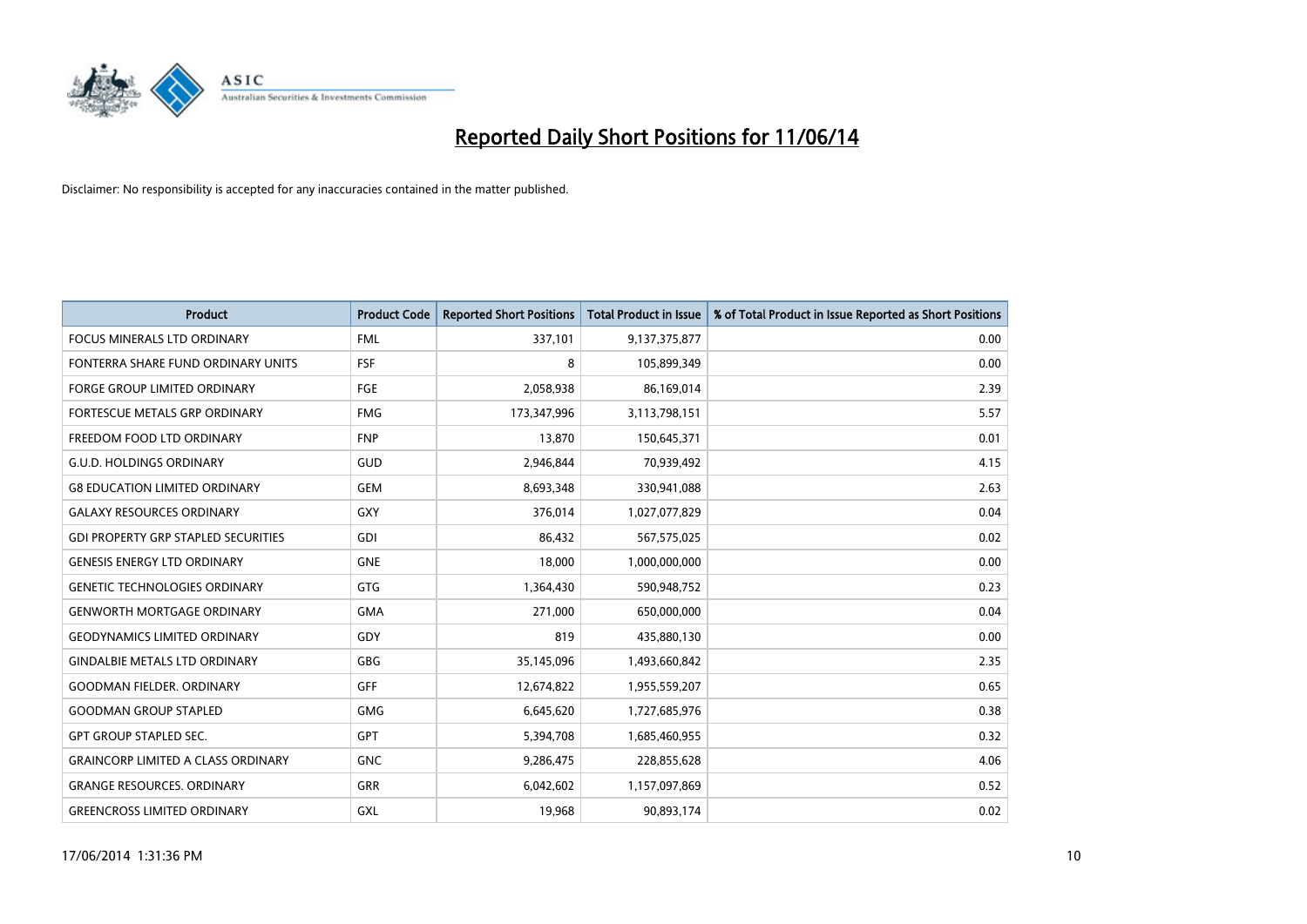# Reported Daily Short Positions for 11/06/14

Disclaimer: No responsibility is accepted for any inaccuracies contained in the matter published.

| Product | Product Code | Reported Short Positions | Total Product in Issue | % of Total Product in Issue Reported as Short Positions |
|---|---|---|---|---|
| FOCUS MINERALS LTD ORDINARY | FML | 337,101 | 9,137,375,877 | 0.00 |
| FONTERRA SHARE FUND ORDINARY UNITS | FSF | 8 | 105,899,349 | 0.00 |
| FORGE GROUP LIMITED ORDINARY | FGE | 2,058,938 | 86,169,014 | 2.39 |
| FORTESCUE METALS GRP ORDINARY | FMG | 173,347,996 | 3,113,798,151 | 5.57 |
| FREEDOM FOOD LTD ORDINARY | FNP | 13,870 | 150,645,371 | 0.01 |
| G.U.D. HOLDINGS ORDINARY | GUD | 2,946,844 | 70,939,492 | 4.15 |
| G8 EDUCATION LIMITED ORDINARY | GEM | 8,693,348 | 330,941,088 | 2.63 |
| GALAXY RESOURCES ORDINARY | GXY | 376,014 | 1,027,077,829 | 0.04 |
| GDI PROPERTY GRP STAPLED SECURITIES | GDI | 86,432 | 567,575,025 | 0.02 |
| GENESIS ENERGY LTD ORDINARY | GNE | 18,000 | 1,000,000,000 | 0.00 |
| GENETIC TECHNOLOGIES ORDINARY | GTG | 1,364,430 | 590,948,752 | 0.23 |
| GENWORTH MORTGAGE ORDINARY | GMA | 271,000 | 650,000,000 | 0.04 |
| GEODYNAMICS LIMITED ORDINARY | GDY | 819 | 435,880,130 | 0.00 |
| GINDALBIE METALS LTD ORDINARY | GBG | 35,145,096 | 1,493,660,842 | 2.35 |
| GOODMAN FIELDER. ORDINARY | GFF | 12,674,822 | 1,955,559,207 | 0.65 |
| GOODMAN GROUP STAPLED | GMG | 6,645,620 | 1,727,685,976 | 0.38 |
| GPT GROUP STAPLED SEC. | GPT | 5,394,708 | 1,685,460,955 | 0.32 |
| GRAINCORP LIMITED A CLASS ORDINARY | GNC | 9,286,475 | 228,855,628 | 4.06 |
| GRANGE RESOURCES. ORDINARY | GRR | 6,042,602 | 1,157,097,869 | 0.52 |
| GREENCROSS LIMITED ORDINARY | GXL | 19,968 | 90,893,174 | 0.02 |

17/06/2014 1:31:36 PM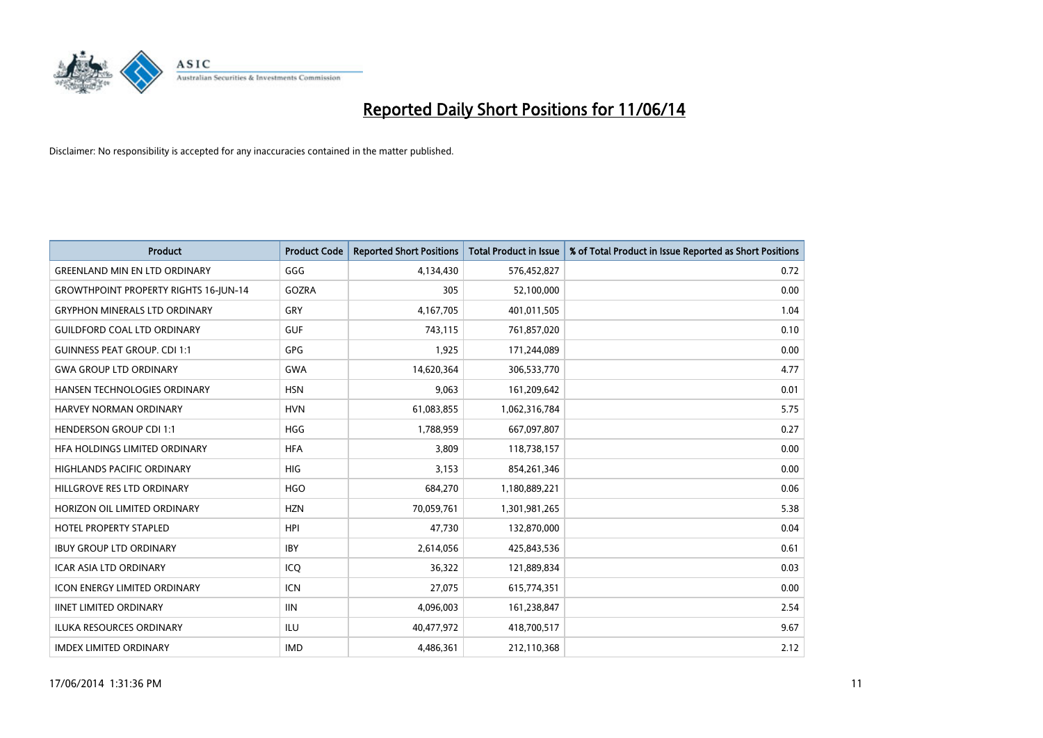# Reported Daily Short Positions for 11/06/14

Disclaimer: No responsibility is accepted for any inaccuracies contained in the matter published.

| Product | Product Code | Reported Short Positions | Total Product in Issue | % of Total Product in Issue Reported as Short Positions |
|---|---|---|---|---|
| GREENLAND MIN EN LTD ORDINARY | GGG | 4,134,430 | 576,452,827 | 0.72 |
| GROWTHPOINT PROPERTY RIGHTS 16-JUN-14 | GOZRA | 305 | 52,100,000 | 0.00 |
| GRYPHON MINERALS LTD ORDINARY | GRY | 4,167,705 | 401,011,505 | 1.04 |
| GUILDFORD COAL LTD ORDINARY | GUF | 743,115 | 761,857,020 | 0.10 |
| GUINNESS PEAT GROUP. CDI 1:1 | GPG | 1,925 | 171,244,089 | 0.00 |
| GWA GROUP LTD ORDINARY | GWA | 14,620,364 | 306,533,770 | 4.77 |
| HANSEN TECHNOLOGIES ORDINARY | HSN | 9,063 | 161,209,642 | 0.01 |
| HARVEY NORMAN ORDINARY | HVN | 61,083,855 | 1,062,316,784 | 5.75 |
| HENDERSON GROUP CDI 1:1 | HGG | 1,788,959 | 667,097,807 | 0.27 |
| HFA HOLDINGS LIMITED ORDINARY | HFA | 3,809 | 118,738,157 | 0.00 |
| HIGHLANDS PACIFIC ORDINARY | HIG | 3,153 | 854,261,346 | 0.00 |
| HILLGROVE RES LTD ORDINARY | HGO | 684,270 | 1,180,889,221 | 0.06 |
| HORIZON OIL LIMITED ORDINARY | HZN | 70,059,761 | 1,301,981,265 | 5.38 |
| HOTEL PROPERTY STAPLED | HPI | 47,730 | 132,870,000 | 0.04 |
| IBUY GROUP LTD ORDINARY | IBY | 2,614,056 | 425,843,536 | 0.61 |
| ICAR ASIA LTD ORDINARY | ICQ | 36,322 | 121,889,834 | 0.03 |
| ICON ENERGY LIMITED ORDINARY | ICN | 27,075 | 615,774,351 | 0.00 |
| IINET LIMITED ORDINARY | IIN | 4,096,003 | 161,238,847 | 2.54 |
| ILUKA RESOURCES ORDINARY | ILU | 40,477,972 | 418,700,517 | 9.67 |
| IMDEX LIMITED ORDINARY | IMD | 4,486,361 | 212,110,368 | 2.12 |

17/06/2014 1:31:36 PM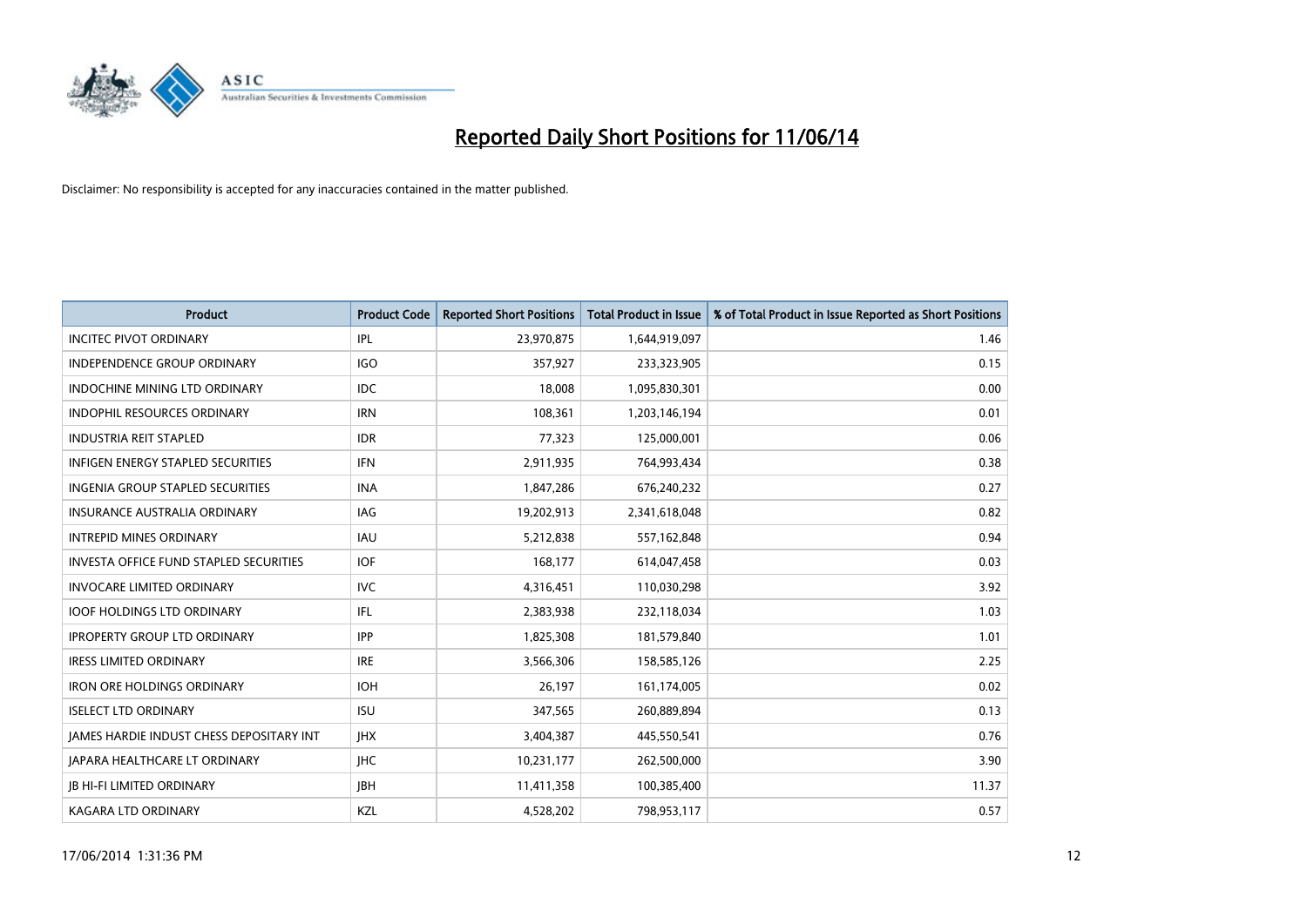# Reported Daily Short Positions for 11/06/14

Disclaimer: No responsibility is accepted for any inaccuracies contained in the matter published.

| Product | Product Code | Reported Short Positions | Total Product in Issue | % of Total Product in Issue Reported as Short Positions |
|---|---|---|---|---|
| INCITEC PIVOT ORDINARY | IPL | 23,970,875 | 1,644,919,097 | 1.46 |
| INDEPENDENCE GROUP ORDINARY | IGO | 357,927 | 233,323,905 | 0.15 |
| INDOCHINE MINING LTD ORDINARY | IDC | 18,008 | 1,095,830,301 | 0.00 |
| INDOPHIL RESOURCES ORDINARY | IRN | 108,361 | 1,203,146,194 | 0.01 |
| INDUSTRIA REIT STAPLED | IDR | 77,323 | 125,000,001 | 0.06 |
| INFIGEN ENERGY STAPLED SECURITIES | IFN | 2,911,935 | 764,993,434 | 0.38 |
| INGENIA GROUP STAPLED SECURITIES | INA | 1,847,286 | 676,240,232 | 0.27 |
| INSURANCE AUSTRALIA ORDINARY | IAG | 19,202,913 | 2,341,618,048 | 0.82 |
| INTREPID MINES ORDINARY | IAU | 5,212,838 | 557,162,848 | 0.94 |
| INVESTA OFFICE FUND STAPLED SECURITIES | IOF | 168,177 | 614,047,458 | 0.03 |
| INVOCARE LIMITED ORDINARY | IVC | 4,316,451 | 110,030,298 | 3.92 |
| IOOF HOLDINGS LTD ORDINARY | IFL | 2,383,938 | 232,118,034 | 1.03 |
| IPROPERTY GROUP LTD ORDINARY | IPP | 1,825,308 | 181,579,840 | 1.01 |
| IRESS LIMITED ORDINARY | IRE | 3,566,306 | 158,585,126 | 2.25 |
| IRON ORE HOLDINGS ORDINARY | IOH | 26,197 | 161,174,005 | 0.02 |
| ISELECT LTD ORDINARY | ISU | 347,565 | 260,889,894 | 0.13 |
| JAMES HARDIE INDUST CHESS DEPOSITARY INT | JHX | 3,404,387 | 445,550,541 | 0.76 |
| JAPARA HEALTHCARE LT ORDINARY | JHC | 10,231,177 | 262,500,000 | 3.90 |
| JB HI-FI LIMITED ORDINARY | JBH | 11,411,358 | 100,385,400 | 11.37 |
| KAGARA LTD ORDINARY | KZL | 4,528,202 | 798,953,117 | 0.57 |

17/06/2014 1:31:36 PM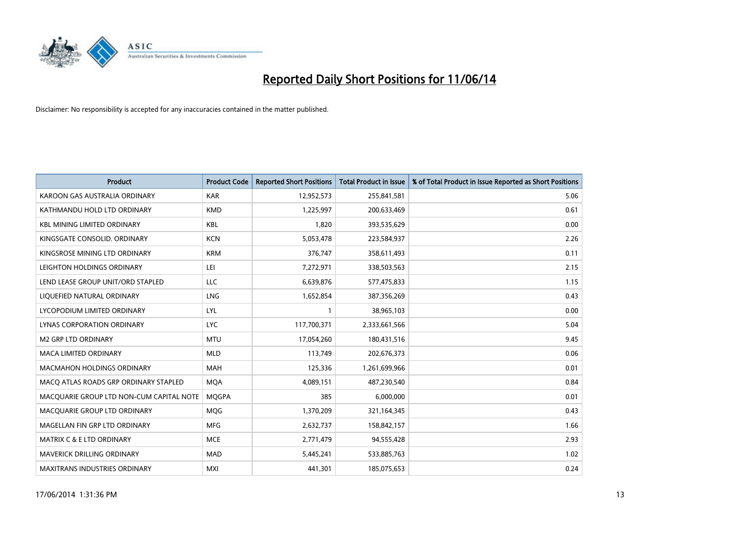# Reported Daily Short Positions for 11/06/14

Disclaimer: No responsibility is accepted for any inaccuracies contained in the matter published.

| Product | Product Code | Reported Short Positions | Total Product in Issue | % of Total Product in Issue Reported as Short Positions |
|---|---|---|---|---|
| KAROON GAS AUSTRALIA ORDINARY | KAR | 12,952,573 | 255,841,581 | 5.06 |
| KATHMANDU HOLD LTD ORDINARY | KMD | 1,225,997 | 200,633,469 | 0.61 |
| KBL MINING LIMITED ORDINARY | KBL | 1,820 | 393,535,629 | 0.00 |
| KINGSGATE CONSOLID. ORDINARY | KCN | 5,053,478 | 223,584,937 | 2.26 |
| KINGSROSE MINING LTD ORDINARY | KRM | 376,747 | 358,611,493 | 0.11 |
| LEIGHTON HOLDINGS ORDINARY | LEI | 7,272,971 | 338,503,563 | 2.15 |
| LEND LEASE GROUP UNIT/ORD STAPLED | LLC | 6,639,876 | 577,475,833 | 1.15 |
| LIQUEFIED NATURAL ORDINARY | LNG | 1,652,854 | 387,356,269 | 0.43 |
| LYCOPODIUM LIMITED ORDINARY | LYL | 1 | 38,965,103 | 0.00 |
| LYNAS CORPORATION ORDINARY | LYC | 117,700,371 | 2,333,661,566 | 5.04 |
| M2 GRP LTD ORDINARY | MTU | 17,054,260 | 180,431,516 | 9.45 |
| MACA LIMITED ORDINARY | MLD | 113,749 | 202,676,373 | 0.06 |
| MACMAHON HOLDINGS ORDINARY | MAH | 125,336 | 1,261,699,966 | 0.01 |
| MACQ ATLAS ROADS GRP ORDINARY STAPLED | MQA | 4,089,151 | 487,230,540 | 0.84 |
| MACQUARIE GROUP LTD NON-CUM CAPITAL NOTE | MQGPA | 385 | 6,000,000 | 0.01 |
| MACQUARIE GROUP LTD ORDINARY | MQG | 1,370,209 | 321,164,345 | 0.43 |
| MAGELLAN FIN GRP LTD ORDINARY | MFG | 2,632,737 | 158,842,157 | 1.66 |
| MATRIX C & E LTD ORDINARY | MCE | 2,771,479 | 94,555,428 | 2.93 |
| MAVERICK DRILLING ORDINARY | MAD | 5,445,241 | 533,885,763 | 1.02 |
| MAXITRANS INDUSTRIES ORDINARY | MXI | 441,301 | 185,075,653 | 0.24 |

17/06/2014 1:31:36 PM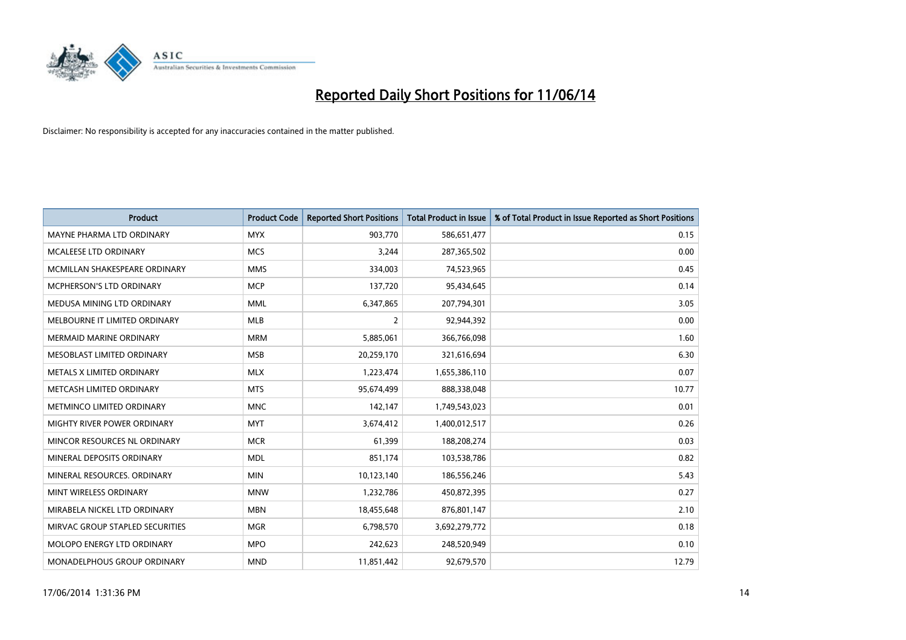# Reported Daily Short Positions for 11/06/14

Disclaimer: No responsibility is accepted for any inaccuracies contained in the matter published.

| Product | Product Code | Reported Short Positions | Total Product in Issue | % of Total Product in Issue Reported as Short Positions |
|---|---|---|---|---|
| MAYNE PHARMA LTD ORDINARY | MYX | 903,770 | 586,651,477 | 0.15 |
| MCALEESE LTD ORDINARY | MCS | 3,244 | 287,365,502 | 0.00 |
| MCMILLAN SHAKESPEARE ORDINARY | MMS | 334,003 | 74,523,965 | 0.45 |
| MCPHERSON'S LTD ORDINARY | MCP | 137,720 | 95,434,645 | 0.14 |
| MEDUSA MINING LTD ORDINARY | MML | 6,347,865 | 207,794,301 | 3.05 |
| MELBOURNE IT LIMITED ORDINARY | MLB | 2 | 92,944,392 | 0.00 |
| MERMAID MARINE ORDINARY | MRM | 5,885,061 | 366,766,098 | 1.60 |
| MESOBLAST LIMITED ORDINARY | MSB | 20,259,170 | 321,616,694 | 6.30 |
| METALS X LIMITED ORDINARY | MLX | 1,223,474 | 1,655,386,110 | 0.07 |
| METCASH LIMITED ORDINARY | MTS | 95,674,499 | 888,338,048 | 10.77 |
| METMINCO LIMITED ORDINARY | MNC | 142,147 | 1,749,543,023 | 0.01 |
| MIGHTY RIVER POWER ORDINARY | MYT | 3,674,412 | 1,400,012,517 | 0.26 |
| MINCOR RESOURCES NL ORDINARY | MCR | 61,399 | 188,208,274 | 0.03 |
| MINERAL DEPOSITS ORDINARY | MDL | 851,174 | 103,538,786 | 0.82 |
| MINERAL RESOURCES. ORDINARY | MIN | 10,123,140 | 186,556,246 | 5.43 |
| MINT WIRELESS ORDINARY | MNW | 1,232,786 | 450,872,395 | 0.27 |
| MIRABELA NICKEL LTD ORDINARY | MBN | 18,455,648 | 876,801,147 | 2.10 |
| MIRVAC GROUP STAPLED SECURITIES | MGR | 6,798,570 | 3,692,279,772 | 0.18 |
| MOLOPO ENERGY LTD ORDINARY | MPO | 242,623 | 248,520,949 | 0.10 |
| MONADELPHOUS GROUP ORDINARY | MND | 11,851,442 | 92,679,570 | 12.79 |

17/06/2014 1:31:36 PM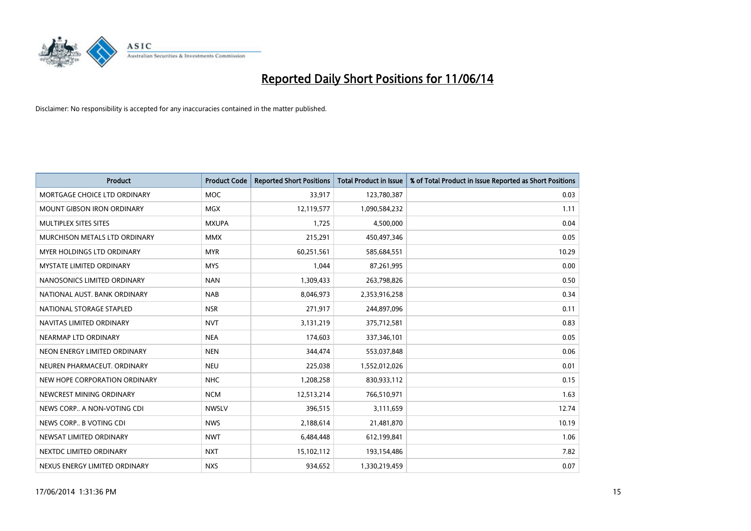# Reported Daily Short Positions for 11/06/14

Disclaimer: No responsibility is accepted for any inaccuracies contained in the matter published.

| Product | Product Code | Reported Short Positions | Total Product in Issue | % of Total Product in Issue Reported as Short Positions |
|---|---|---|---|---|
| MORTGAGE CHOICE LTD ORDINARY | MOC | 33,917 | 123,780,387 | 0.03 |
| MOUNT GIBSON IRON ORDINARY | MGX | 12,119,577 | 1,090,584,232 | 1.11 |
| MULTIPLEX SITES SITES | MXUPA | 1,725 | 4,500,000 | 0.04 |
| MURCHISON METALS LTD ORDINARY | MMX | 215,291 | 450,497,346 | 0.05 |
| MYER HOLDINGS LTD ORDINARY | MYR | 60,251,561 | 585,684,551 | 10.29 |
| MYSTATE LIMITED ORDINARY | MYS | 1,044 | 87,261,995 | 0.00 |
| NANOSONICS LIMITED ORDINARY | NAN | 1,309,433 | 263,798,826 | 0.50 |
| NATIONAL AUST. BANK ORDINARY | NAB | 8,046,973 | 2,353,916,258 | 0.34 |
| NATIONAL STORAGE STAPLED | NSR | 271,917 | 244,897,096 | 0.11 |
| NAVITAS LIMITED ORDINARY | NVT | 3,131,219 | 375,712,581 | 0.83 |
| NEARMAP LTD ORDINARY | NEA | 174,603 | 337,346,101 | 0.05 |
| NEON ENERGY LIMITED ORDINARY | NEN | 344,474 | 553,037,848 | 0.06 |
| NEUREN PHARMACEUT. ORDINARY | NEU | 225,038 | 1,552,012,026 | 0.01 |
| NEW HOPE CORPORATION ORDINARY | NHC | 1,208,258 | 830,933,112 | 0.15 |
| NEWCREST MINING ORDINARY | NCM | 12,513,214 | 766,510,971 | 1.63 |
| NEWS CORP.. A NON-VOTING CDI | NWSLV | 396,515 | 3,111,659 | 12.74 |
| NEWS CORP.. B VOTING CDI | NWS | 2,188,614 | 21,481,870 | 10.19 |
| NEWSAT LIMITED ORDINARY | NWT | 6,484,448 | 612,199,841 | 1.06 |
| NEXTDC LIMITED ORDINARY | NXT | 15,102,112 | 193,154,486 | 7.82 |
| NEXUS ENERGY LIMITED ORDINARY | NXS | 934,652 | 1,330,219,459 | 0.07 |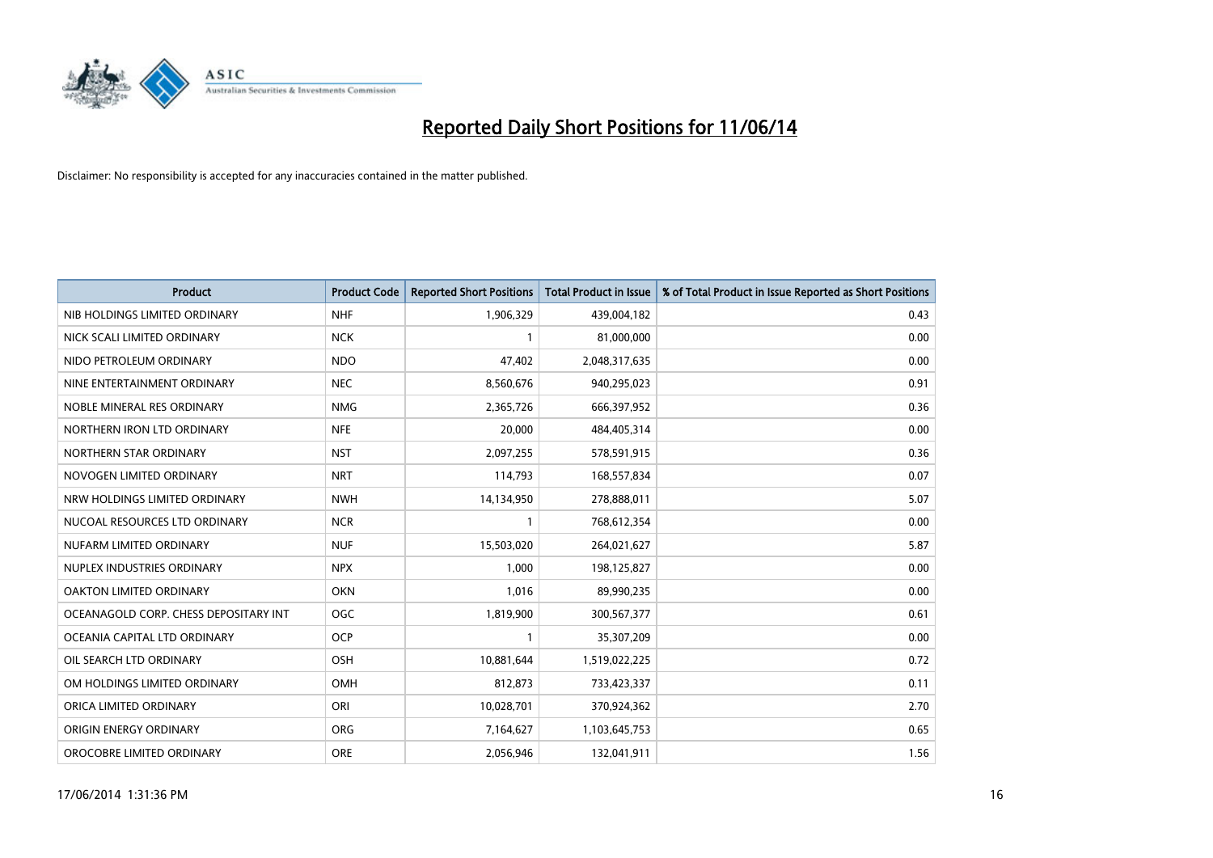# Reported Daily Short Positions for 11/06/14

Disclaimer: No responsibility is accepted for any inaccuracies contained in the matter published.

| Product | Product Code | Reported Short Positions | Total Product in Issue | % of Total Product in Issue Reported as Short Positions |
|---|---|---|---|---|
| NIB HOLDINGS LIMITED ORDINARY | NHF | 1,906,329 | 439,004,182 | 0.43 |
| NICK SCALI LIMITED ORDINARY | NCK | 1 | 81,000,000 | 0.00 |
| NIDO PETROLEUM ORDINARY | NDO | 47,402 | 2,048,317,635 | 0.00 |
| NINE ENTERTAINMENT ORDINARY | NEC | 8,560,676 | 940,295,023 | 0.91 |
| NOBLE MINERAL RES ORDINARY | NMG | 2,365,726 | 666,397,952 | 0.36 |
| NORTHERN IRON LTD ORDINARY | NFE | 20,000 | 484,405,314 | 0.00 |
| NORTHERN STAR ORDINARY | NST | 2,097,255 | 578,591,915 | 0.36 |
| NOVOGEN LIMITED ORDINARY | NRT | 114,793 | 168,557,834 | 0.07 |
| NRW HOLDINGS LIMITED ORDINARY | NWH | 14,134,950 | 278,888,011 | 5.07 |
| NUCOAL RESOURCES LTD ORDINARY | NCR | 1 | 768,612,354 | 0.00 |
| NUFARM LIMITED ORDINARY | NUF | 15,503,020 | 264,021,627 | 5.87 |
| NUPLEX INDUSTRIES ORDINARY | NPX | 1,000 | 198,125,827 | 0.00 |
| OAKTON LIMITED ORDINARY | OKN | 1,016 | 89,990,235 | 0.00 |
| OCEANAGOLD CORP. CHESS DEPOSITARY INT | OGC | 1,819,900 | 300,567,377 | 0.61 |
| OCEANIA CAPITAL LTD ORDINARY | OCP | 1 | 35,307,209 | 0.00 |
| OIL SEARCH LTD ORDINARY | OSH | 10,881,644 | 1,519,022,225 | 0.72 |
| OM HOLDINGS LIMITED ORDINARY | OMH | 812,873 | 733,423,337 | 0.11 |
| ORICA LIMITED ORDINARY | ORI | 10,028,701 | 370,924,362 | 2.70 |
| ORIGIN ENERGY ORDINARY | ORG | 7,164,627 | 1,103,645,753 | 0.65 |
| OROCOBRE LIMITED ORDINARY | ORE | 2,056,946 | 132,041,911 | 1.56 |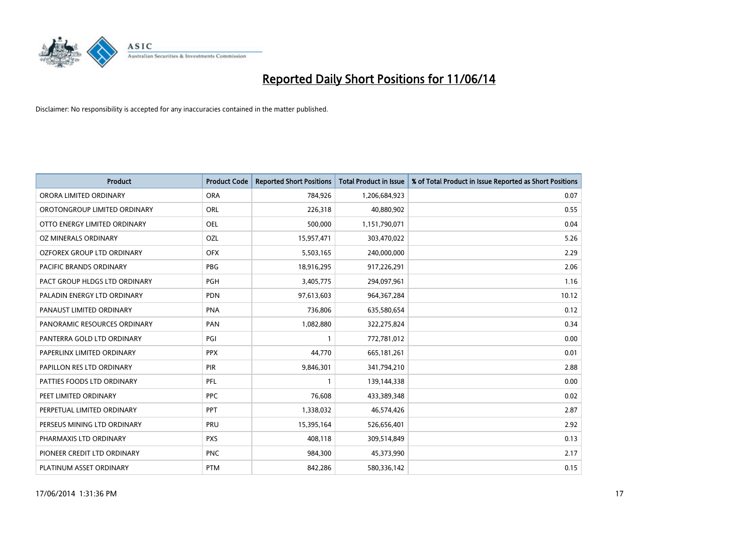# Reported Daily Short Positions for 11/06/14

Disclaimer: No responsibility is accepted for any inaccuracies contained in the matter published.

| Product | Product Code | Reported Short Positions | Total Product in Issue | % of Total Product in Issue Reported as Short Positions |
|---|---|---|---|---|
| ORORA LIMITED ORDINARY | ORA | 784,926 | 1,206,684,923 | 0.07 |
| OROTONGROUP LIMITED ORDINARY | ORL | 226,318 | 40,880,902 | 0.55 |
| OTTO ENERGY LIMITED ORDINARY | OEL | 500,000 | 1,151,790,071 | 0.04 |
| OZ MINERALS ORDINARY | OZL | 15,957,471 | 303,470,022 | 5.26 |
| OZFOREX GROUP LTD ORDINARY | OFX | 5,503,165 | 240,000,000 | 2.29 |
| PACIFIC BRANDS ORDINARY | PBG | 18,916,295 | 917,226,291 | 2.06 |
| PACT GROUP HLDGS LTD ORDINARY | PGH | 3,405,775 | 294,097,961 | 1.16 |
| PALADIN ENERGY LTD ORDINARY | PDN | 97,613,603 | 964,367,284 | 10.12 |
| PANAUST LIMITED ORDINARY | PNA | 736,806 | 635,580,654 | 0.12 |
| PANORAMIC RESOURCES ORDINARY | PAN | 1,082,880 | 322,275,824 | 0.34 |
| PANTERRA GOLD LTD ORDINARY | PGI | 1 | 772,781,012 | 0.00 |
| PAPERLINX LIMITED ORDINARY | PPX | 44,770 | 665,181,261 | 0.01 |
| PAPILLON RES LTD ORDINARY | PIR | 9,846,301 | 341,794,210 | 2.88 |
| PATTIES FOODS LTD ORDINARY | PFL | 1 | 139,144,338 | 0.00 |
| PEET LIMITED ORDINARY | PPC | 76,608 | 433,389,348 | 0.02 |
| PERPETUAL LIMITED ORDINARY | PPT | 1,338,032 | 46,574,426 | 2.87 |
| PERSEUS MINING LTD ORDINARY | PRU | 15,395,164 | 526,656,401 | 2.92 |
| PHARMAXIS LTD ORDINARY | PXS | 408,118 | 309,514,849 | 0.13 |
| PIONEER CREDIT LTD ORDINARY | PNC | 984,300 | 45,373,990 | 2.17 |
| PLATINUM ASSET ORDINARY | PTM | 842,286 | 580,336,142 | 0.15 |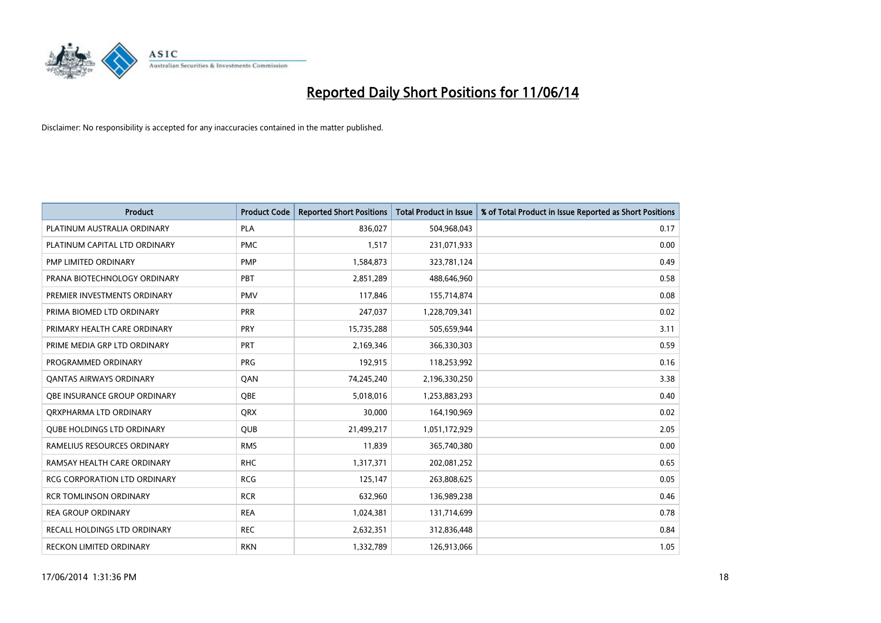# Reported Daily Short Positions for 11/06/14

Disclaimer: No responsibility is accepted for any inaccuracies contained in the matter published.

| Product | Product Code | Reported Short Positions | Total Product in Issue | % of Total Product in Issue Reported as Short Positions |
|---|---|---|---|---|
| PLATINUM AUSTRALIA ORDINARY | PLA | 836,027 | 504,968,043 | 0.17 |
| PLATINUM CAPITAL LTD ORDINARY | PMC | 1,517 | 231,071,933 | 0.00 |
| PMP LIMITED ORDINARY | PMP | 1,584,873 | 323,781,124 | 0.49 |
| PRANA BIOTECHNOLOGY ORDINARY | PBT | 2,851,289 | 488,646,960 | 0.58 |
| PREMIER INVESTMENTS ORDINARY | PMV | 117,846 | 155,714,874 | 0.08 |
| PRIMA BIOMED LTD ORDINARY | PRR | 247,037 | 1,228,709,341 | 0.02 |
| PRIMARY HEALTH CARE ORDINARY | PRY | 15,735,288 | 505,659,944 | 3.11 |
| PRIME MEDIA GRP LTD ORDINARY | PRT | 2,169,346 | 366,330,303 | 0.59 |
| PROGRAMMED ORDINARY | PRG | 192,915 | 118,253,992 | 0.16 |
| QANTAS AIRWAYS ORDINARY | QAN | 74,245,240 | 2,196,330,250 | 3.38 |
| QBE INSURANCE GROUP ORDINARY | QBE | 5,018,016 | 1,253,883,293 | 0.40 |
| QRXPHARMA LTD ORDINARY | QRX | 30,000 | 164,190,969 | 0.02 |
| QUBE HOLDINGS LTD ORDINARY | QUB | 21,499,217 | 1,051,172,929 | 2.05 |
| RAMELIUS RESOURCES ORDINARY | RMS | 11,839 | 365,740,380 | 0.00 |
| RAMSAY HEALTH CARE ORDINARY | RHC | 1,317,371 | 202,081,252 | 0.65 |
| RCG CORPORATION LTD ORDINARY | RCG | 125,147 | 263,808,625 | 0.05 |
| RCR TOMLINSON ORDINARY | RCR | 632,960 | 136,989,238 | 0.46 |
| REA GROUP ORDINARY | REA | 1,024,381 | 131,714,699 | 0.78 |
| RECALL HOLDINGS LTD ORDINARY | REC | 2,632,351 | 312,836,448 | 0.84 |
| RECKON LIMITED ORDINARY | RKN | 1,332,789 | 126,913,066 | 1.05 |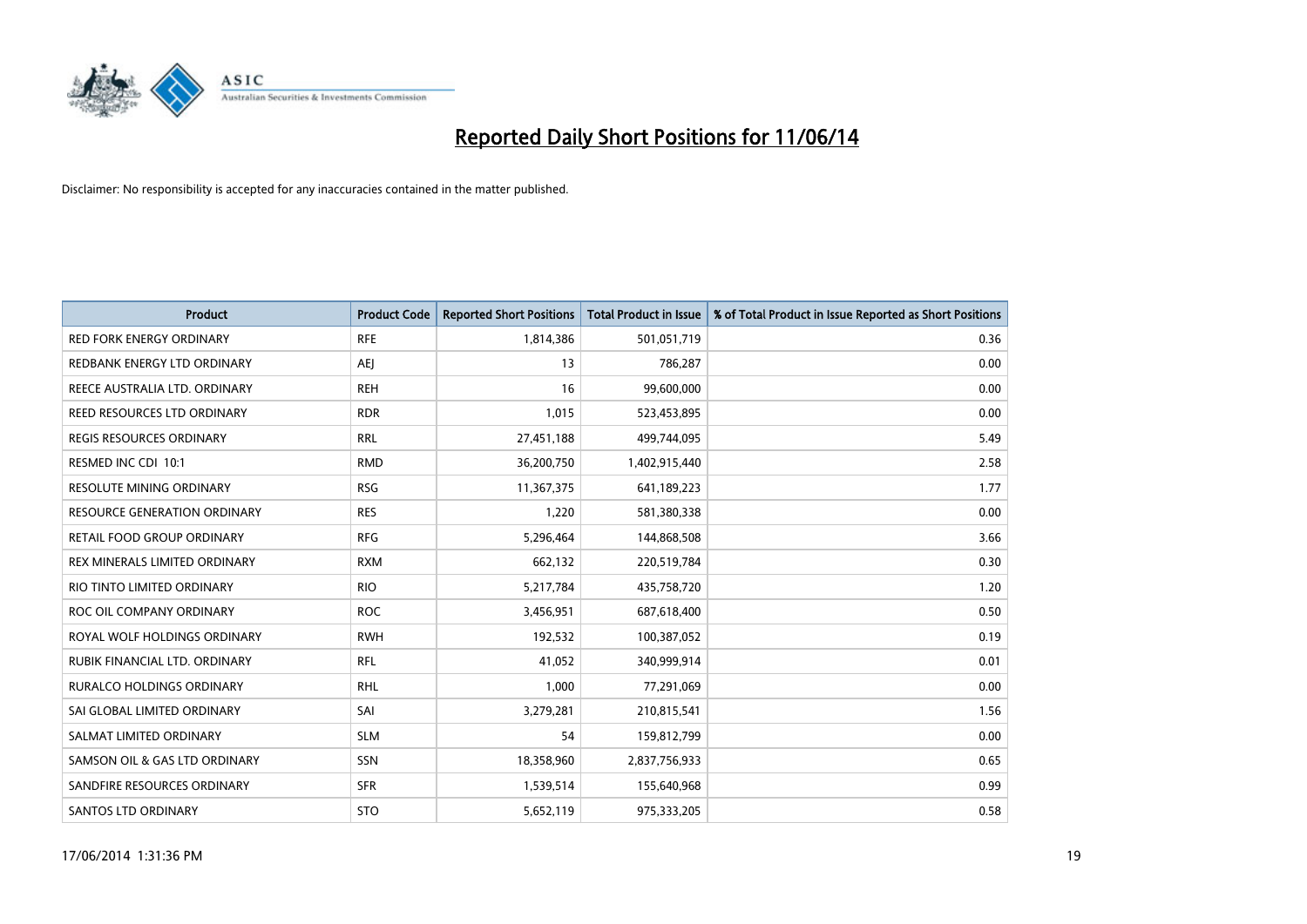# Reported Daily Short Positions for 11/06/14

Disclaimer: No responsibility is accepted for any inaccuracies contained in the matter published.

| Product | Product Code | Reported Short Positions | Total Product in Issue | % of Total Product in Issue Reported as Short Positions |
|---|---|---|---|---|
| RED FORK ENERGY ORDINARY | RFE | 1,814,386 | 501,051,719 | 0.36 |
| REDBANK ENERGY LTD ORDINARY | AEJ | 13 | 786,287 | 0.00 |
| REECE AUSTRALIA LTD. ORDINARY | REH | 16 | 99,600,000 | 0.00 |
| REED RESOURCES LTD ORDINARY | RDR | 1,015 | 523,453,895 | 0.00 |
| REGIS RESOURCES ORDINARY | RRL | 27,451,188 | 499,744,095 | 5.49 |
| RESMED INC CDI 10:1 | RMD | 36,200,750 | 1,402,915,440 | 2.58 |
| RESOLUTE MINING ORDINARY | RSG | 11,367,375 | 641,189,223 | 1.77 |
| RESOURCE GENERATION ORDINARY | RES | 1,220 | 581,380,338 | 0.00 |
| RETAIL FOOD GROUP ORDINARY | RFG | 5,296,464 | 144,868,508 | 3.66 |
| REX MINERALS LIMITED ORDINARY | RXM | 662,132 | 220,519,784 | 0.30 |
| RIO TINTO LIMITED ORDINARY | RIO | 5,217,784 | 435,758,720 | 1.20 |
| ROC OIL COMPANY ORDINARY | ROC | 3,456,951 | 687,618,400 | 0.50 |
| ROYAL WOLF HOLDINGS ORDINARY | RWH | 192,532 | 100,387,052 | 0.19 |
| RUBIK FINANCIAL LTD. ORDINARY | RFL | 41,052 | 340,999,914 | 0.01 |
| RURALCO HOLDINGS ORDINARY | RHL | 1,000 | 77,291,069 | 0.00 |
| SAI GLOBAL LIMITED ORDINARY | SAI | 3,279,281 | 210,815,541 | 1.56 |
| SALMAT LIMITED ORDINARY | SLM | 54 | 159,812,799 | 0.00 |
| SAMSON OIL & GAS LTD ORDINARY | SSN | 18,358,960 | 2,837,756,933 | 0.65 |
| SANDFIRE RESOURCES ORDINARY | SFR | 1,539,514 | 155,640,968 | 0.99 |
| SANTOS LTD ORDINARY | STO | 5,652,119 | 975,333,205 | 0.58 |

17/06/2014 1:31:36 PM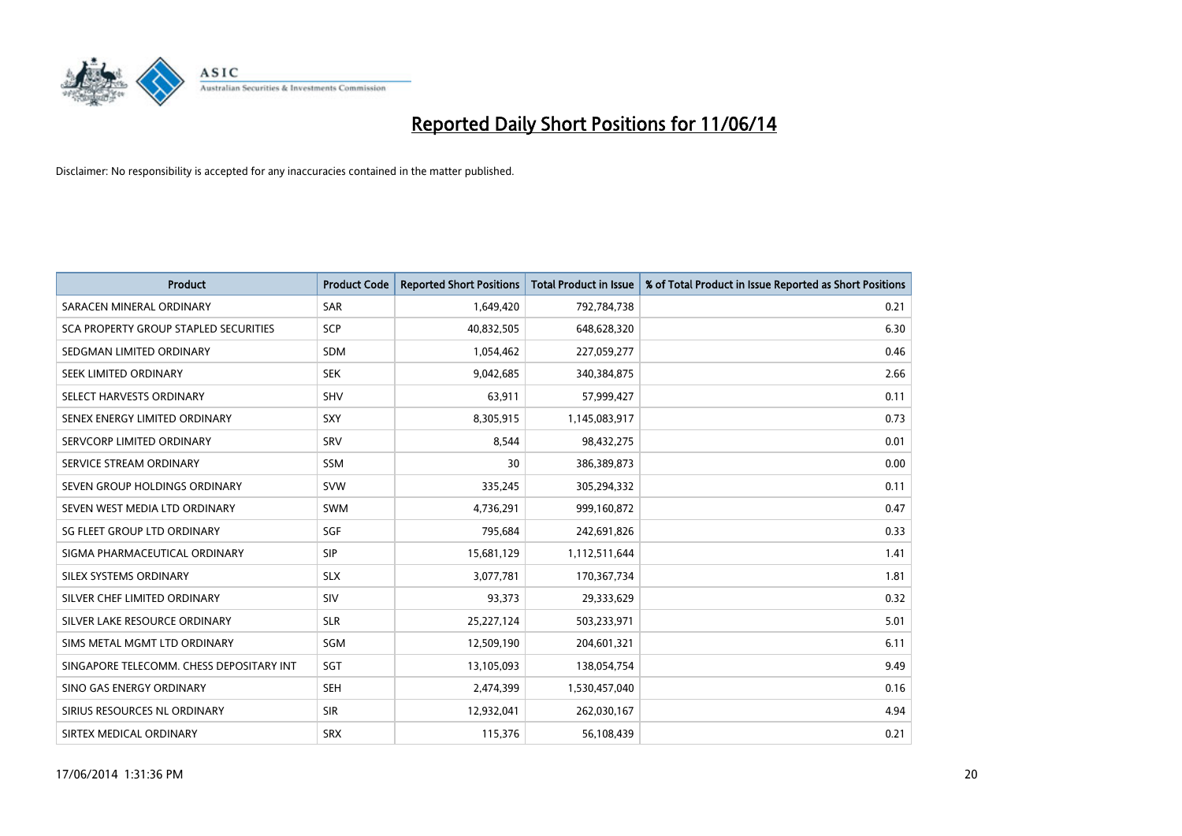# Reported Daily Short Positions for 11/06/14

Disclaimer: No responsibility is accepted for any inaccuracies contained in the matter published.

| Product | Product Code | Reported Short Positions | Total Product in Issue | % of Total Product in Issue Reported as Short Positions |
| --- | --- | --- | --- | --- |
| SARACEN MINERAL ORDINARY | SAR | 1,649,420 | 792,784,738 | 0.21 |
| SCA PROPERTY GROUP STAPLED SECURITIES | SCP | 40,832,505 | 648,628,320 | 6.30 |
| SEDGMAN LIMITED ORDINARY | SDM | 1,054,462 | 227,059,277 | 0.46 |
| SEEK LIMITED ORDINARY | SEK | 9,042,685 | 340,384,875 | 2.66 |
| SELECT HARVESTS ORDINARY | SHV | 63,911 | 57,999,427 | 0.11 |
| SENEX ENERGY LIMITED ORDINARY | SXY | 8,305,915 | 1,145,083,917 | 0.73 |
| SERVCORP LIMITED ORDINARY | SRV | 8,544 | 98,432,275 | 0.01 |
| SERVICE STREAM ORDINARY | SSM | 30 | 386,389,873 | 0.00 |
| SEVEN GROUP HOLDINGS ORDINARY | SVW | 335,245 | 305,294,332 | 0.11 |
| SEVEN WEST MEDIA LTD ORDINARY | SWM | 4,736,291 | 999,160,872 | 0.47 |
| SG FLEET GROUP LTD ORDINARY | SGF | 795,684 | 242,691,826 | 0.33 |
| SIGMA PHARMACEUTICAL ORDINARY | SIP | 15,681,129 | 1,112,511,644 | 1.41 |
| SILEX SYSTEMS ORDINARY | SLX | 3,077,781 | 170,367,734 | 1.81 |
| SILVER CHEF LIMITED ORDINARY | SIV | 93,373 | 29,333,629 | 0.32 |
| SILVER LAKE RESOURCE ORDINARY | SLR | 25,227,124 | 503,233,971 | 5.01 |
| SIMS METAL MGMT LTD ORDINARY | SGM | 12,509,190 | 204,601,321 | 6.11 |
| SINGAPORE TELECOMM. CHESS DEPOSITARY INT | SGT | 13,105,093 | 138,054,754 | 9.49 |
| SINO GAS ENERGY ORDINARY | SEH | 2,474,399 | 1,530,457,040 | 0.16 |
| SIRIUS RESOURCES NL ORDINARY | SIR | 12,932,041 | 262,030,167 | 4.94 |
| SIRTEX MEDICAL ORDINARY | SRX | 115,376 | 56,108,439 | 0.21 |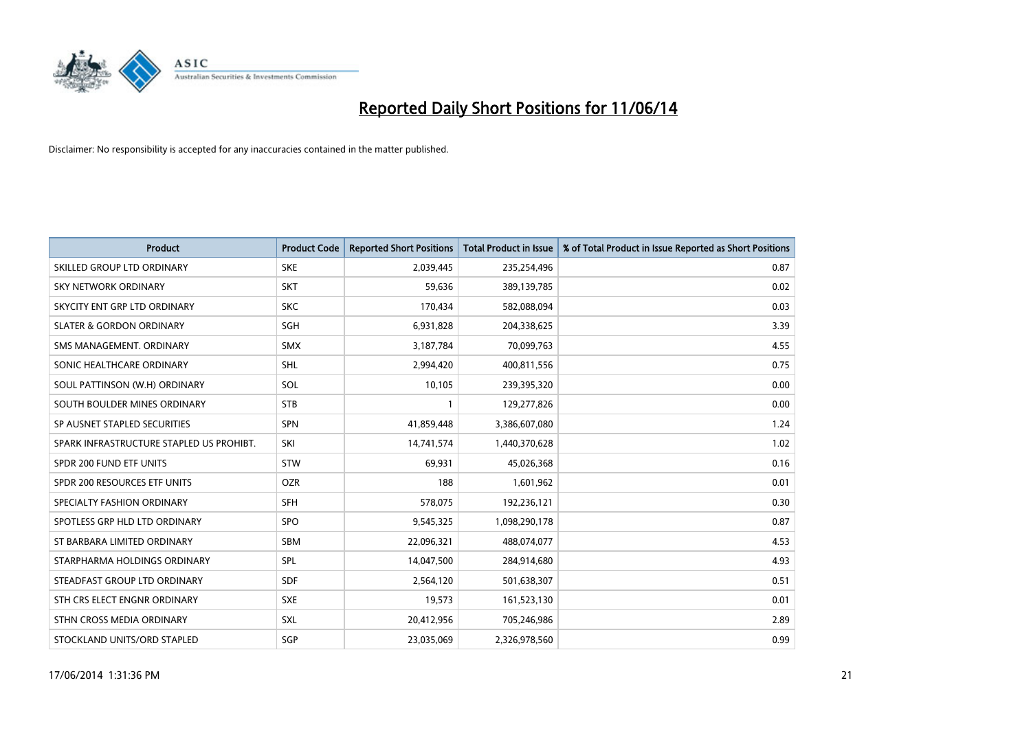# Reported Daily Short Positions for 11/06/14

Disclaimer: No responsibility is accepted for any inaccuracies contained in the matter published.

| Product | Product Code | Reported Short Positions | Total Product in Issue | % of Total Product in Issue Reported as Short Positions |
|---|---|---|---|---|
| SKILLED GROUP LTD ORDINARY | SKE | 2,039,445 | 235,254,496 | 0.87 |
| SKY NETWORK ORDINARY | SKT | 59,636 | 389,139,785 | 0.02 |
| SKYCITY ENT GRP LTD ORDINARY | SKC | 170,434 | 582,088,094 | 0.03 |
| SLATER & GORDON ORDINARY | SGH | 6,931,828 | 204,338,625 | 3.39 |
| SMS MANAGEMENT. ORDINARY | SMX | 3,187,784 | 70,099,763 | 4.55 |
| SONIC HEALTHCARE ORDINARY | SHL | 2,994,420 | 400,811,556 | 0.75 |
| SOUL PATTINSON (W.H) ORDINARY | SOL | 10,105 | 239,395,320 | 0.00 |
| SOUTH BOULDER MINES ORDINARY | STB | 1 | 129,277,826 | 0.00 |
| SP AUSNET STAPLED SECURITIES | SPN | 41,859,448 | 3,386,607,080 | 1.24 |
| SPARK INFRASTRUCTURE STAPLED US PROHIBT. | SKI | 14,741,574 | 1,440,370,628 | 1.02 |
| SPDR 200 FUND ETF UNITS | STW | 69,931 | 45,026,368 | 0.16 |
| SPDR 200 RESOURCES ETF UNITS | OZR | 188 | 1,601,962 | 0.01 |
| SPECIALTY FASHION ORDINARY | SFH | 578,075 | 192,236,121 | 0.30 |
| SPOTLESS GRP HLD LTD ORDINARY | SPO | 9,545,325 | 1,098,290,178 | 0.87 |
| ST BARBARA LIMITED ORDINARY | SBM | 22,096,321 | 488,074,077 | 4.53 |
| STARPHARMA HOLDINGS ORDINARY | SPL | 14,047,500 | 284,914,680 | 4.93 |
| STEADFAST GROUP LTD ORDINARY | SDF | 2,564,120 | 501,638,307 | 0.51 |
| STH CRS ELECT ENGNR ORDINARY | SXE | 19,573 | 161,523,130 | 0.01 |
| STHN CROSS MEDIA ORDINARY | SXL | 20,412,956 | 705,246,986 | 2.89 |
| STOCKLAND UNITS/ORD STAPLED | SGP | 23,035,069 | 2,326,978,560 | 0.99 |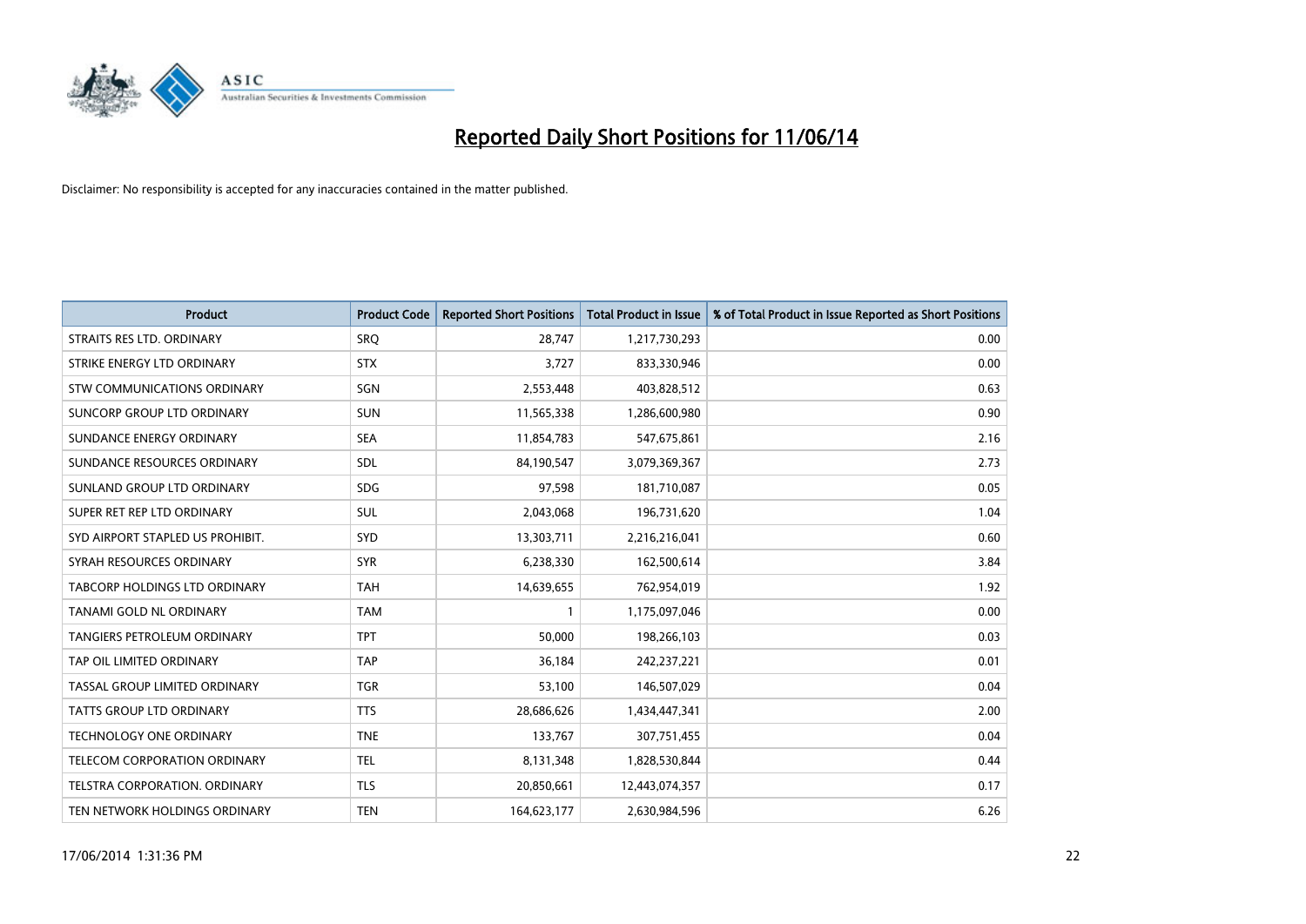# Reported Daily Short Positions for 11/06/14

Disclaimer: No responsibility is accepted for any inaccuracies contained in the matter published.

| Product | Product Code | Reported Short Positions | Total Product in Issue | % of Total Product in Issue Reported as Short Positions |
|---|---|---|---|---|
| STRAITS RES LTD. ORDINARY | SRQ | 28,747 | 1,217,730,293 | 0.00 |
| STRIKE ENERGY LTD ORDINARY | STX | 3,727 | 833,330,946 | 0.00 |
| STW COMMUNICATIONS ORDINARY | SGN | 2,553,448 | 403,828,512 | 0.63 |
| SUNCORP GROUP LTD ORDINARY | SUN | 11,565,338 | 1,286,600,980 | 0.90 |
| SUNDANCE ENERGY ORDINARY | SEA | 11,854,783 | 547,675,861 | 2.16 |
| SUNDANCE RESOURCES ORDINARY | SDL | 84,190,547 | 3,079,369,367 | 2.73 |
| SUNLAND GROUP LTD ORDINARY | SDG | 97,598 | 181,710,087 | 0.05 |
| SUPER RET REP LTD ORDINARY | SUL | 2,043,068 | 196,731,620 | 1.04 |
| SYD AIRPORT STAPLED US PROHIBIT. | SYD | 13,303,711 | 2,216,216,041 | 0.60 |
| SYRAH RESOURCES ORDINARY | SYR | 6,238,330 | 162,500,614 | 3.84 |
| TABCORP HOLDINGS LTD ORDINARY | TAH | 14,639,655 | 762,954,019 | 1.92 |
| TANAMI GOLD NL ORDINARY | TAM | 1 | 1,175,097,046 | 0.00 |
| TANGIERS PETROLEUM ORDINARY | TPT | 50,000 | 198,266,103 | 0.03 |
| TAP OIL LIMITED ORDINARY | TAP | 36,184 | 242,237,221 | 0.01 |
| TASSAL GROUP LIMITED ORDINARY | TGR | 53,100 | 146,507,029 | 0.04 |
| TATTS GROUP LTD ORDINARY | TTS | 28,686,626 | 1,434,447,341 | 2.00 |
| TECHNOLOGY ONE ORDINARY | TNE | 133,767 | 307,751,455 | 0.04 |
| TELECOM CORPORATION ORDINARY | TEL | 8,131,348 | 1,828,530,844 | 0.44 |
| TELSTRA CORPORATION. ORDINARY | TLS | 20,850,661 | 12,443,074,357 | 0.17 |
| TEN NETWORK HOLDINGS ORDINARY | TEN | 164,623,177 | 2,630,984,596 | 6.26 |

17/06/2014 1:31:36 PM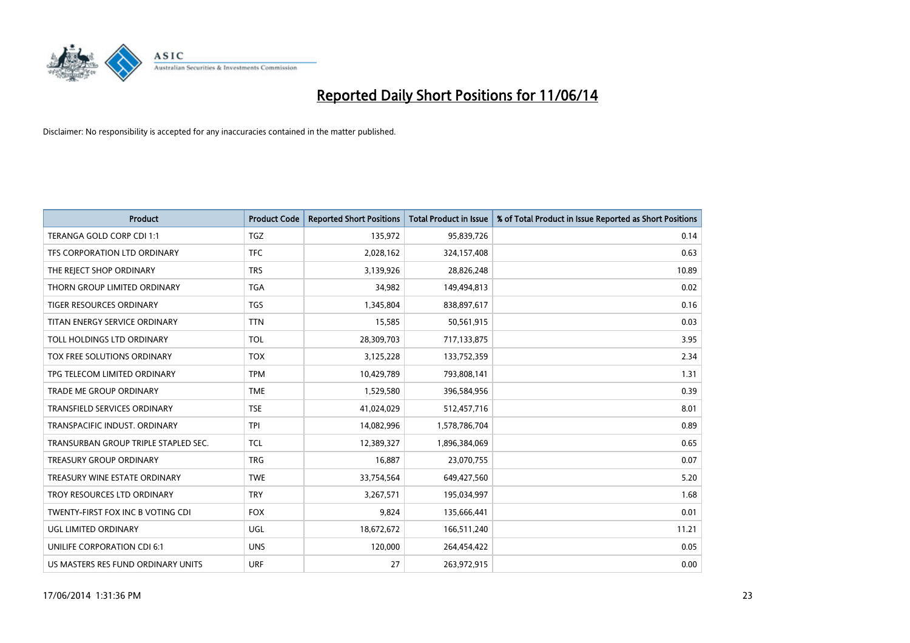# Reported Daily Short Positions for 11/06/14

Disclaimer: No responsibility is accepted for any inaccuracies contained in the matter published.

| Product | Product Code | Reported Short Positions | Total Product in Issue | % of Total Product in Issue Reported as Short Positions |
|---|---|---|---|---|
| TERANGA GOLD CORP CDI 1:1 | TGZ | 135,972 | 95,839,726 | 0.14 |
| TFS CORPORATION LTD ORDINARY | TFC | 2,028,162 | 324,157,408 | 0.63 |
| THE REJECT SHOP ORDINARY | TRS | 3,139,926 | 28,826,248 | 10.89 |
| THORN GROUP LIMITED ORDINARY | TGA | 34,982 | 149,494,813 | 0.02 |
| TIGER RESOURCES ORDINARY | TGS | 1,345,804 | 838,897,617 | 0.16 |
| TITAN ENERGY SERVICE ORDINARY | TTN | 15,585 | 50,561,915 | 0.03 |
| TOLL HOLDINGS LTD ORDINARY | TOL | 28,309,703 | 717,133,875 | 3.95 |
| TOX FREE SOLUTIONS ORDINARY | TOX | 3,125,228 | 133,752,359 | 2.34 |
| TPG TELECOM LIMITED ORDINARY | TPM | 10,429,789 | 793,808,141 | 1.31 |
| TRADE ME GROUP ORDINARY | TME | 1,529,580 | 396,584,956 | 0.39 |
| TRANSFIELD SERVICES ORDINARY | TSE | 41,024,029 | 512,457,716 | 8.01 |
| TRANSPACIFIC INDUST. ORDINARY | TPI | 14,082,996 | 1,578,786,704 | 0.89 |
| TRANSURBAN GROUP TRIPLE STAPLED SEC. | TCL | 12,389,327 | 1,896,384,069 | 0.65 |
| TREASURY GROUP ORDINARY | TRG | 16,887 | 23,070,755 | 0.07 |
| TREASURY WINE ESTATE ORDINARY | TWE | 33,754,564 | 649,427,560 | 5.20 |
| TROY RESOURCES LTD ORDINARY | TRY | 3,267,571 | 195,034,997 | 1.68 |
| TWENTY-FIRST FOX INC B VOTING CDI | FOX | 9,824 | 135,666,441 | 0.01 |
| UGL LIMITED ORDINARY | UGL | 18,672,672 | 166,511,240 | 11.21 |
| UNILIFE CORPORATION CDI 6:1 | UNS | 120,000 | 264,454,422 | 0.05 |
| US MASTERS RES FUND ORDINARY UNITS | URF | 27 | 263,972,915 | 0.00 |

17/06/2014 1:31:36 PM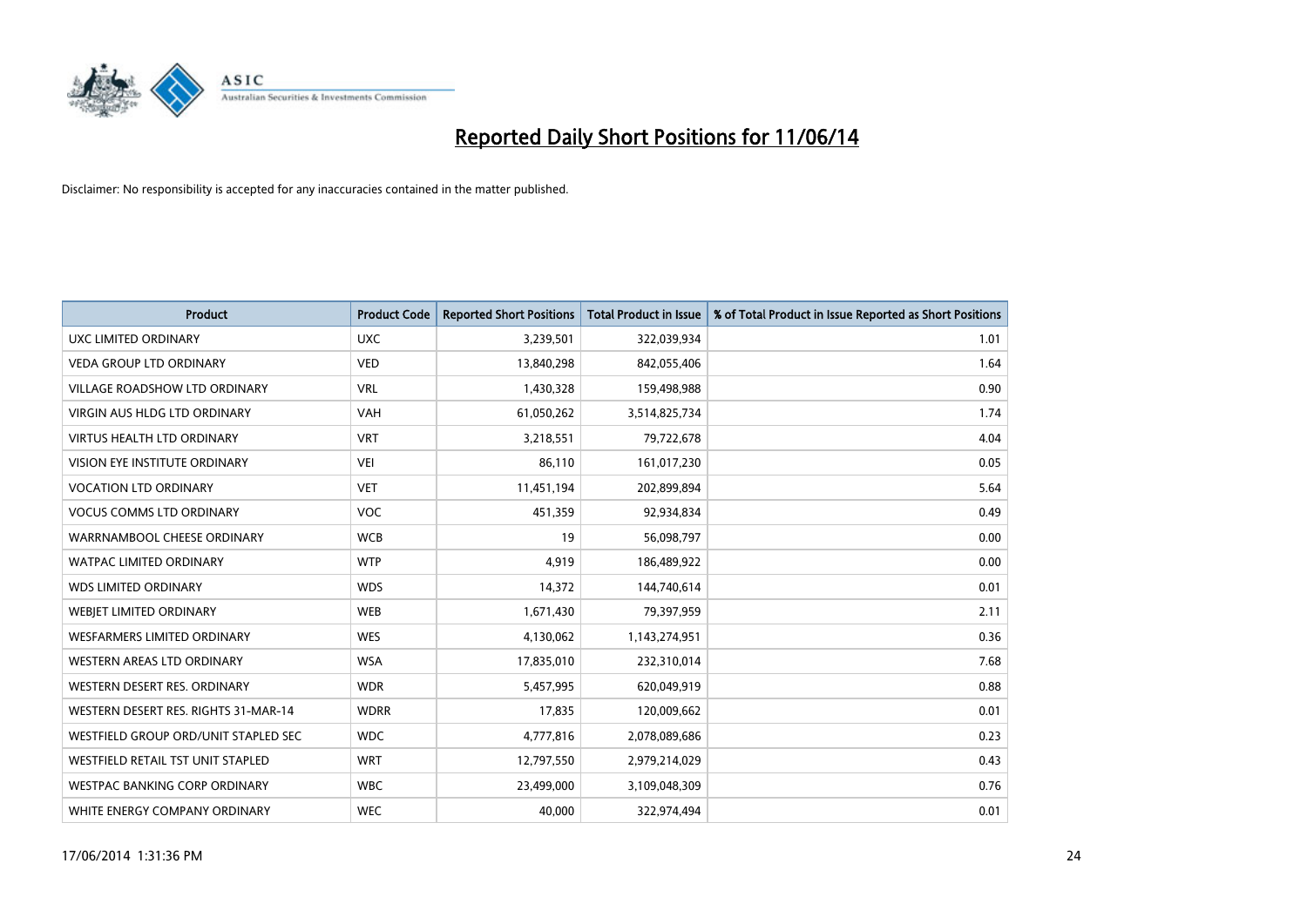# Reported Daily Short Positions for 11/06/14

Disclaimer: No responsibility is accepted for any inaccuracies contained in the matter published.

| Product | Product Code | Reported Short Positions | Total Product in Issue | % of Total Product in Issue Reported as Short Positions |
|---|---|---|---|---|
| UXC LIMITED ORDINARY | UXC | 3,239,501 | 322,039,934 | 1.01 |
| VEDA GROUP LTD ORDINARY | VED | 13,840,298 | 842,055,406 | 1.64 |
| VILLAGE ROADSHOW LTD ORDINARY | VRL | 1,430,328 | 159,498,988 | 0.90 |
| VIRGIN AUS HLDG LTD ORDINARY | VAH | 61,050,262 | 3,514,825,734 | 1.74 |
| VIRTUS HEALTH LTD ORDINARY | VRT | 3,218,551 | 79,722,678 | 4.04 |
| VISION EYE INSTITUTE ORDINARY | VEI | 86,110 | 161,017,230 | 0.05 |
| VOCATION LTD ORDINARY | VET | 11,451,194 | 202,899,894 | 5.64 |
| VOCUS COMMS LTD ORDINARY | VOC | 451,359 | 92,934,834 | 0.49 |
| WARRNAMBOOL CHEESE ORDINARY | WCB | 19 | 56,098,797 | 0.00 |
| WATPAC LIMITED ORDINARY | WTP | 4,919 | 186,489,922 | 0.00 |
| WDS LIMITED ORDINARY | WDS | 14,372 | 144,740,614 | 0.01 |
| WEBJET LIMITED ORDINARY | WEB | 1,671,430 | 79,397,959 | 2.11 |
| WESFARMERS LIMITED ORDINARY | WES | 4,130,062 | 1,143,274,951 | 0.36 |
| WESTERN AREAS LTD ORDINARY | WSA | 17,835,010 | 232,310,014 | 7.68 |
| WESTERN DESERT RES. ORDINARY | WDR | 5,457,995 | 620,049,919 | 0.88 |
| WESTERN DESERT RES. RIGHTS 31-MAR-14 | WDRR | 17,835 | 120,009,662 | 0.01 |
| WESTFIELD GROUP ORD/UNIT STAPLED SEC | WDC | 4,777,816 | 2,078,089,686 | 0.23 |
| WESTFIELD RETAIL TST UNIT STAPLED | WRT | 12,797,550 | 2,979,214,029 | 0.43 |
| WESTPAC BANKING CORP ORDINARY | WBC | 23,499,000 | 3,109,048,309 | 0.76 |
| WHITE ENERGY COMPANY ORDINARY | WEC | 40,000 | 322,974,494 | 0.01 |

17/06/2014 1:31:36 PM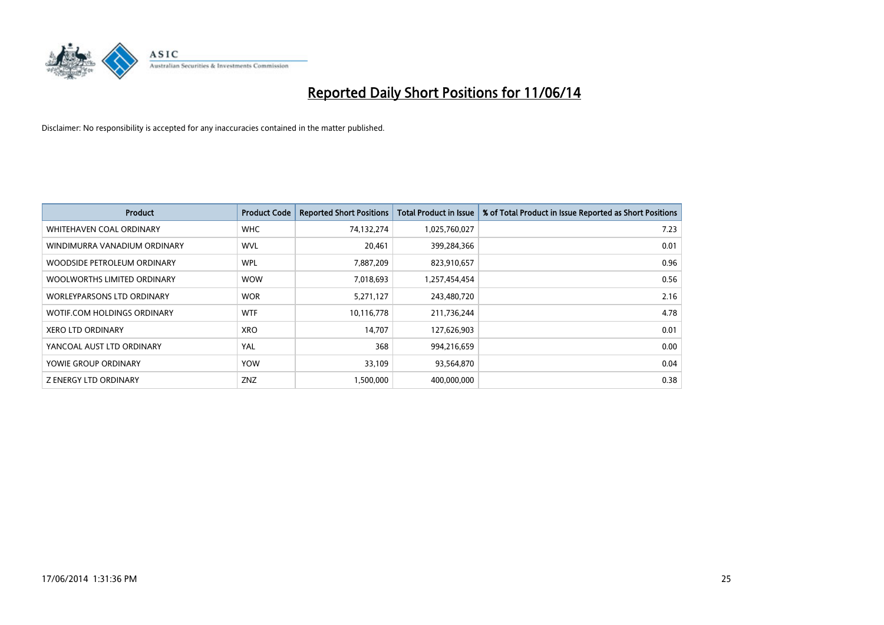# Reported Daily Short Positions for 11/06/14

Disclaimer: No responsibility is accepted for any inaccuracies contained in the matter published.

| Product | Product Code | Reported Short Positions | Total Product in Issue | % of Total Product in Issue Reported as Short Positions |
|---|---|---|---|---|
| WHITEHAVEN COAL ORDINARY | WHC | 74,132,274 | 1,025,760,027 | 7.23 |
| WINDIMURRA VANADIUM ORDINARY | WVL | 20,461 | 399,284,366 | 0.01 |
| WOODSIDE PETROLEUM ORDINARY | WPL | 7,887,209 | 823,910,657 | 0.96 |
| WOOLWORTHS LIMITED ORDINARY | WOW | 7,018,693 | 1,257,454,454 | 0.56 |
| WORLEYPARSONS LTD ORDINARY | WOR | 5,271,127 | 243,480,720 | 2.16 |
| WOTIF.COM HOLDINGS ORDINARY | WTF | 10,116,778 | 211,736,244 | 4.78 |
| XERO LTD ORDINARY | XRO | 14,707 | 127,626,903 | 0.01 |
| YANCOAL AUST LTD ORDINARY | YAL | 368 | 994,216,659 | 0.00 |
| YOWIE GROUP ORDINARY | YOW | 33,109 | 93,564,870 | 0.04 |
| Z ENERGY LTD ORDINARY | ZNZ | 1,500,000 | 400,000,000 | 0.38 |

17/06/2014 1:31:36 PM